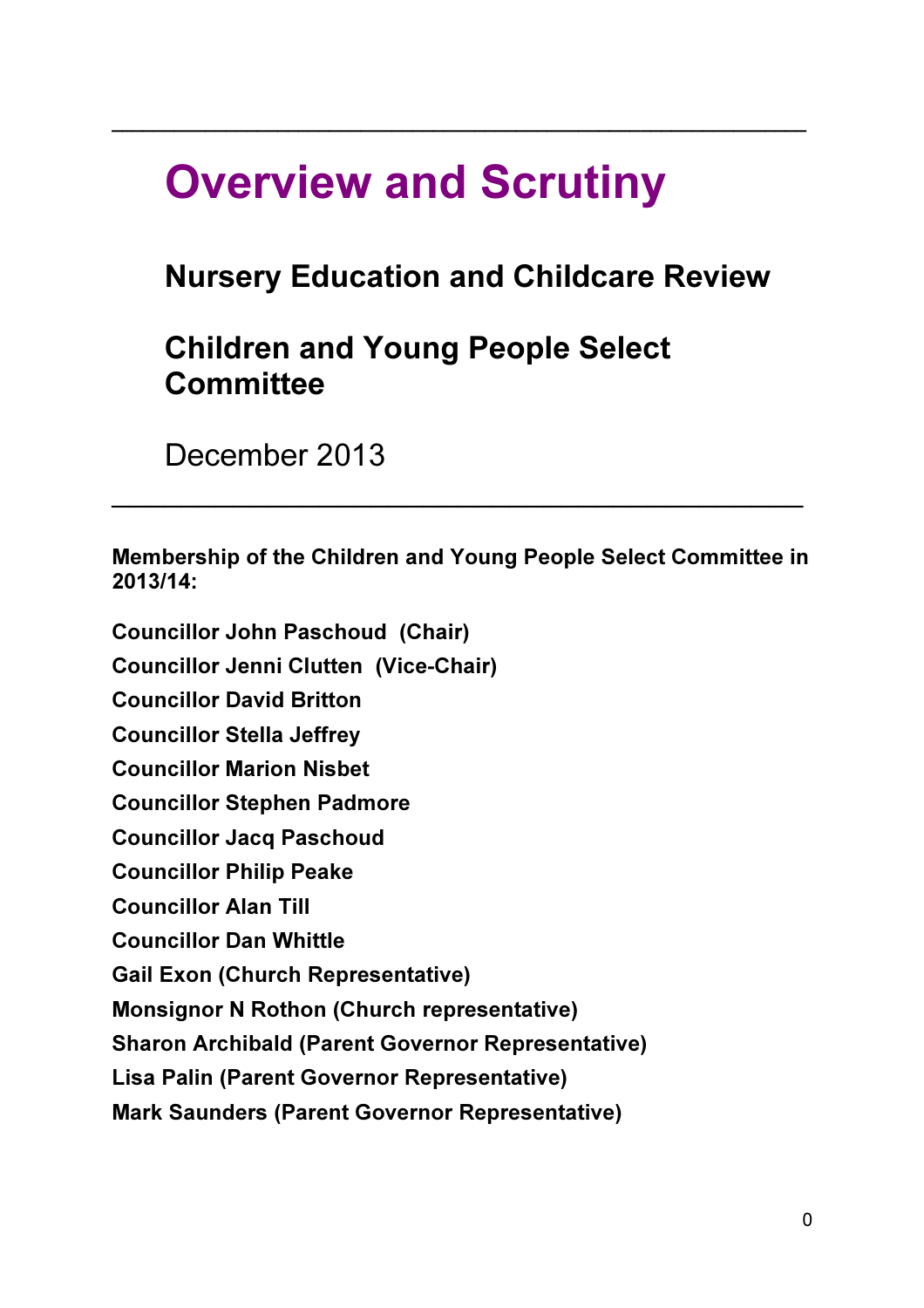# Overview and Scrutiny

## Nursery Education and Childcare Review

## Children and Young People Select Committee

December 2013

---

**Membership of the Children and Young People Select Committee in 2013/14:**

**Councillor John Paschoud (Chair)**
**Councillor Jenni Clutten (Vice-Chair)**
**Councillor David Britton**
**Councillor Stella Jeffrey**
**Councillor Marion Nisbet**
**Councillor Stephen Padmore**
**Councillor Jacq Paschoud**
**Councillor Philip Peake**
**Councillor Alan Till**
**Councillor Dan Whittle**
**Gail Exon (Church Representative)**
**Monsignor N Rothon (Church representative)**
**Sharon Archibald (Parent Governor Representative)**
**Lisa Palin (Parent Governor Representative)**
**Mark Saunders (Parent Governor Representative)**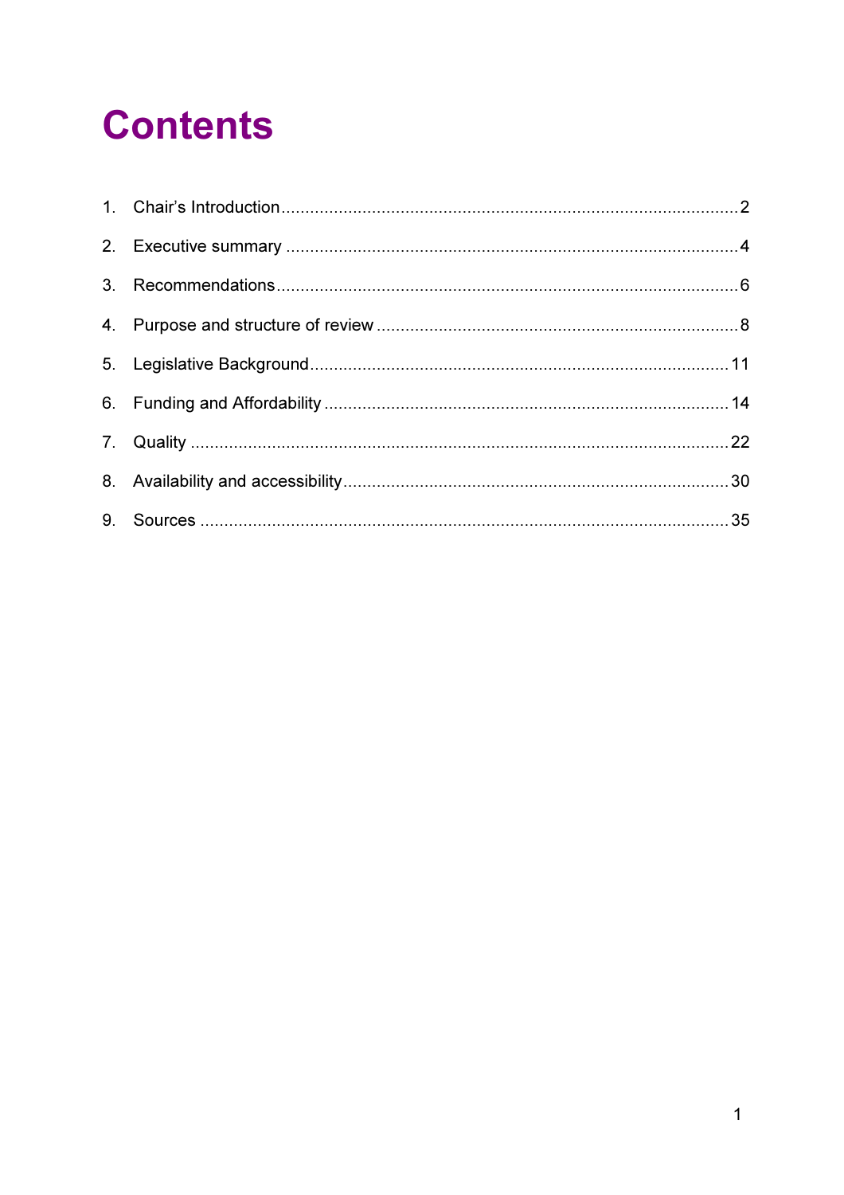# Contents

1. Chair's Introduction ............................................................ 2
2. Executive summary ............................................................ 4
3. Recommendations ............................................................ 6
4. Purpose and structure of review ............................................................ 8
5. Legislative Background ............................................................ 11
6. Funding and Affordability ............................................................ 14
7. Quality ............................................................ 22
8. Availability and accessibility ............................................................ 30
9. Sources ............................................................ 35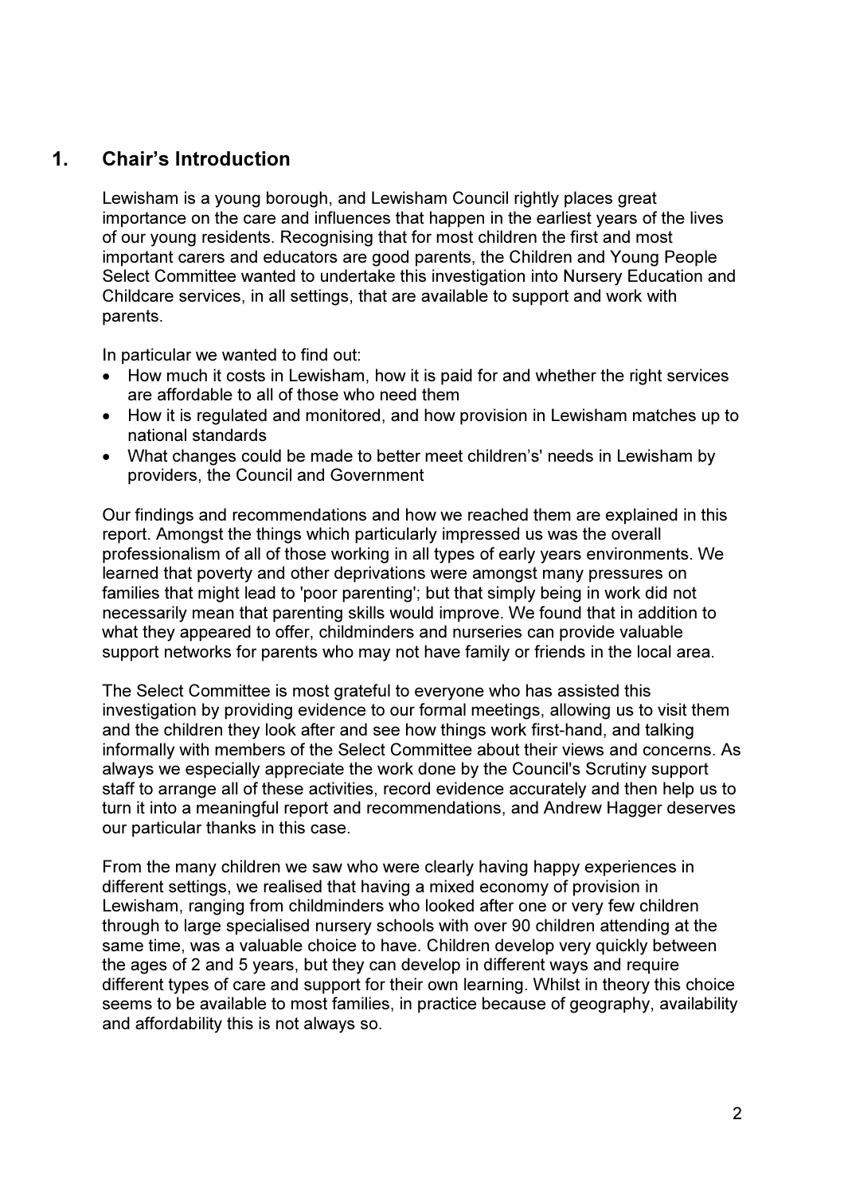## 1. Chair's Introduction

Lewisham is a young borough, and Lewisham Council rightly places great importance on the care and influences that happen in the earliest years of the lives of our young residents. Recognising that for most children the first and most important carers and educators are good parents, the Children and Young People Select Committee wanted to undertake this investigation into Nursery Education and Childcare services, in all settings, that are available to support and work with parents.

In particular we wanted to find out:

- How much it costs in Lewisham, how it is paid for and whether the right services are affordable to all of those who need them
- How it is regulated and monitored, and how provision in Lewisham matches up to national standards
- What changes could be made to better meet children's' needs in Lewisham by providers, the Council and Government

Our findings and recommendations and how we reached them are explained in this report. Amongst the things which particularly impressed us was the overall professionalism of all of those working in all types of early years environments. We learned that poverty and other deprivations were amongst many pressures on families that might lead to 'poor parenting'; but that simply being in work did not necessarily mean that parenting skills would improve. We found that in addition to what they appeared to offer, childminders and nurseries can provide valuable support networks for parents who may not have family or friends in the local area.

The Select Committee is most grateful to everyone who has assisted this investigation by providing evidence to our formal meetings, allowing us to visit them and the children they look after and see how things work first-hand, and talking informally with members of the Select Committee about their views and concerns. As always we especially appreciate the work done by the Council's Scrutiny support staff to arrange all of these activities, record evidence accurately and then help us to turn it into a meaningful report and recommendations, and Andrew Hagger deserves our particular thanks in this case.

From the many children we saw who were clearly having happy experiences in different settings, we realised that having a mixed economy of provision in Lewisham, ranging from childminders who looked after one or very few children through to large specialised nursery schools with over 90 children attending at the same time, was a valuable choice to have. Children develop very quickly between the ages of 2 and 5 years, but they can develop in different ways and require different types of care and support for their own learning. Whilst in theory this choice seems to be available to most families, in practice because of geography, availability and affordability this is not always so.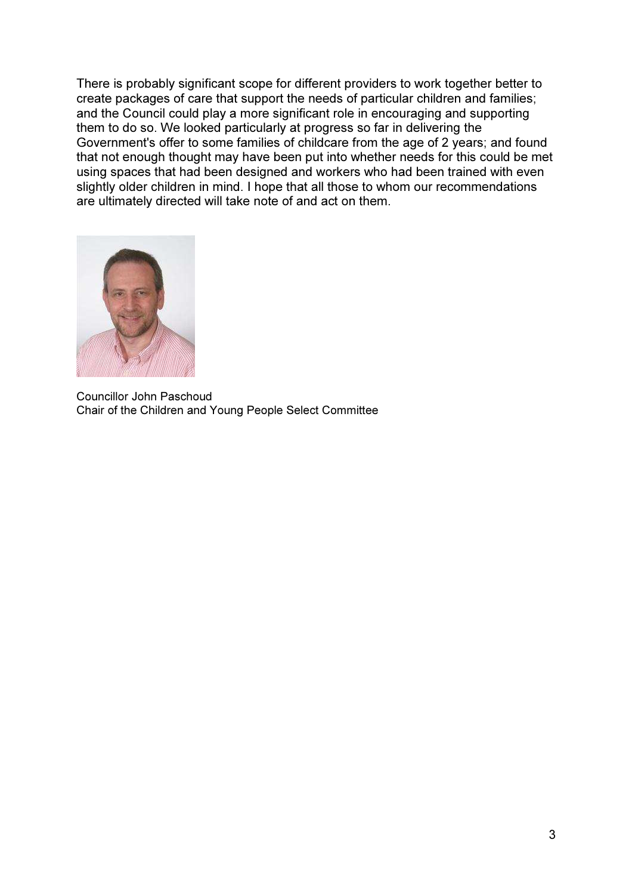There is probably significant scope for different providers to work together better to create packages of care that support the needs of particular children and families; and the Council could play a more significant role in encouraging and supporting them to do so. We looked particularly at progress so far in delivering the Government's offer to some families of childcare from the age of 2 years; and found that not enough thought may have been put into whether needs for this could be met using spaces that had been designed and workers who had been trained with even slightly older children in mind. I hope that all those to whom our recommendations are ultimately directed will take note of and act on them.

Councillor John Paschoud
Chair of the Children and Young People Select Committee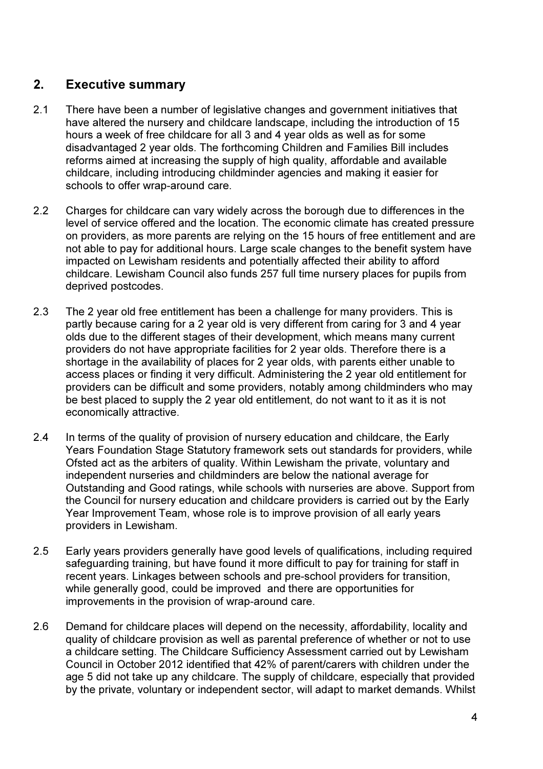## 2. Executive summary

2.1 There have been a number of legislative changes and government initiatives that have altered the nursery and childcare landscape, including the introduction of 15 hours a week of free childcare for all 3 and 4 year olds as well as for some disadvantaged 2 year olds. The forthcoming Children and Families Bill includes reforms aimed at increasing the supply of high quality, affordable and available childcare, including introducing childminder agencies and making it easier for schools to offer wrap-around care.

2.2 Charges for childcare can vary widely across the borough due to differences in the level of service offered and the location. The economic climate has created pressure on providers, as more parents are relying on the 15 hours of free entitlement and are not able to pay for additional hours. Large scale changes to the benefit system have impacted on Lewisham residents and potentially affected their ability to afford childcare. Lewisham Council also funds 257 full time nursery places for pupils from deprived postcodes.

2.3 The 2 year old free entitlement has been a challenge for many providers. This is partly because caring for a 2 year old is very different from caring for 3 and 4 year olds due to the different stages of their development, which means many current providers do not have appropriate facilities for 2 year olds. Therefore there is a shortage in the availability of places for 2 year olds, with parents either unable to access places or finding it very difficult. Administering the 2 year old entitlement for providers can be difficult and some providers, notably among childminders who may be best placed to supply the 2 year old entitlement, do not want to it as it is not economically attractive.

2.4 In terms of the quality of provision of nursery education and childcare, the Early Years Foundation Stage Statutory framework sets out standards for providers, while Ofsted act as the arbiters of quality. Within Lewisham the private, voluntary and independent nurseries and childminders are below the national average for Outstanding and Good ratings, while schools with nurseries are above. Support from the Council for nursery education and childcare providers is carried out by the Early Year Improvement Team, whose role is to improve provision of all early years providers in Lewisham.

2.5 Early years providers generally have good levels of qualifications, including required safeguarding training, but have found it more difficult to pay for training for staff in recent years. Linkages between schools and pre-school providers for transition, while generally good, could be improved and there are opportunities for improvements in the provision of wrap-around care.

2.6 Demand for childcare places will depend on the necessity, affordability, locality and quality of childcare provision as well as parental preference of whether or not to use a childcare setting. The Childcare Sufficiency Assessment carried out by Lewisham Council in October 2012 identified that 42% of parent/carers with children under the age 5 did not take up any childcare. The supply of childcare, especially that provided by the private, voluntary or independent sector, will adapt to market demands. Whilst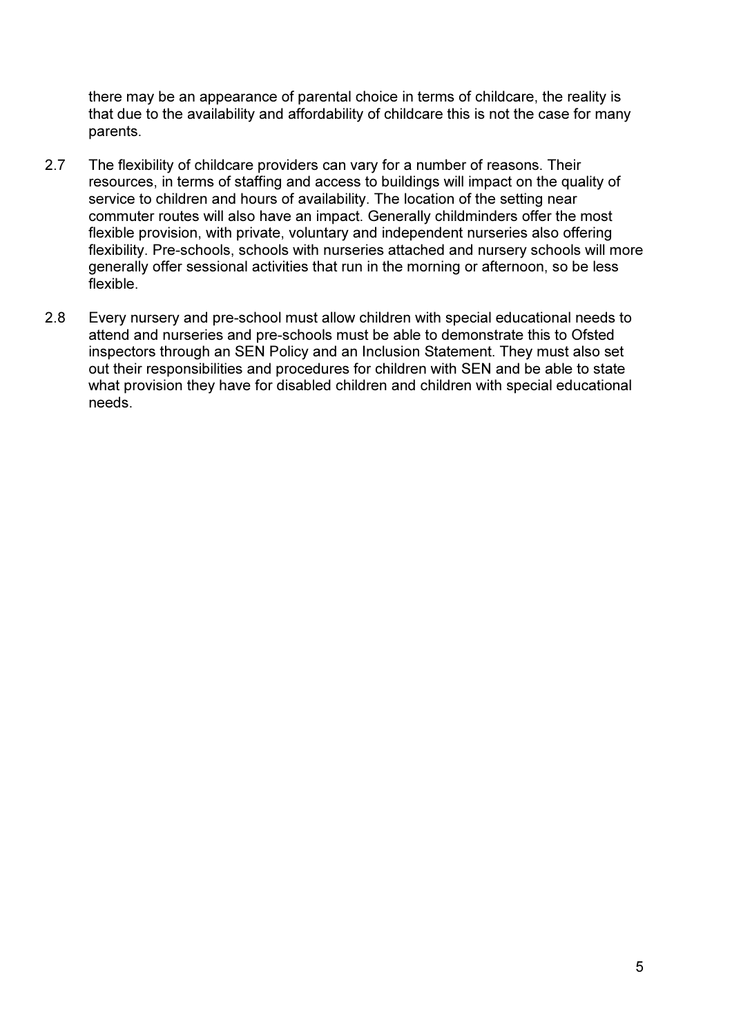there may be an appearance of parental choice in terms of childcare, the reality is that due to the availability and affordability of childcare this is not the case for many parents.

2.7 The flexibility of childcare providers can vary for a number of reasons. Their resources, in terms of staffing and access to buildings will impact on the quality of service to children and hours of availability. The location of the setting near commuter routes will also have an impact. Generally childminders offer the most flexible provision, with private, voluntary and independent nurseries also offering flexibility. Pre-schools, schools with nurseries attached and nursery schools will more generally offer sessional activities that run in the morning or afternoon, so be less flexible.

2.8 Every nursery and pre-school must allow children with special educational needs to attend and nurseries and pre-schools must be able to demonstrate this to Ofsted inspectors through an SEN Policy and an Inclusion Statement. They must also set out their responsibilities and procedures for children with SEN and be able to state what provision they have for disabled children and children with special educational needs.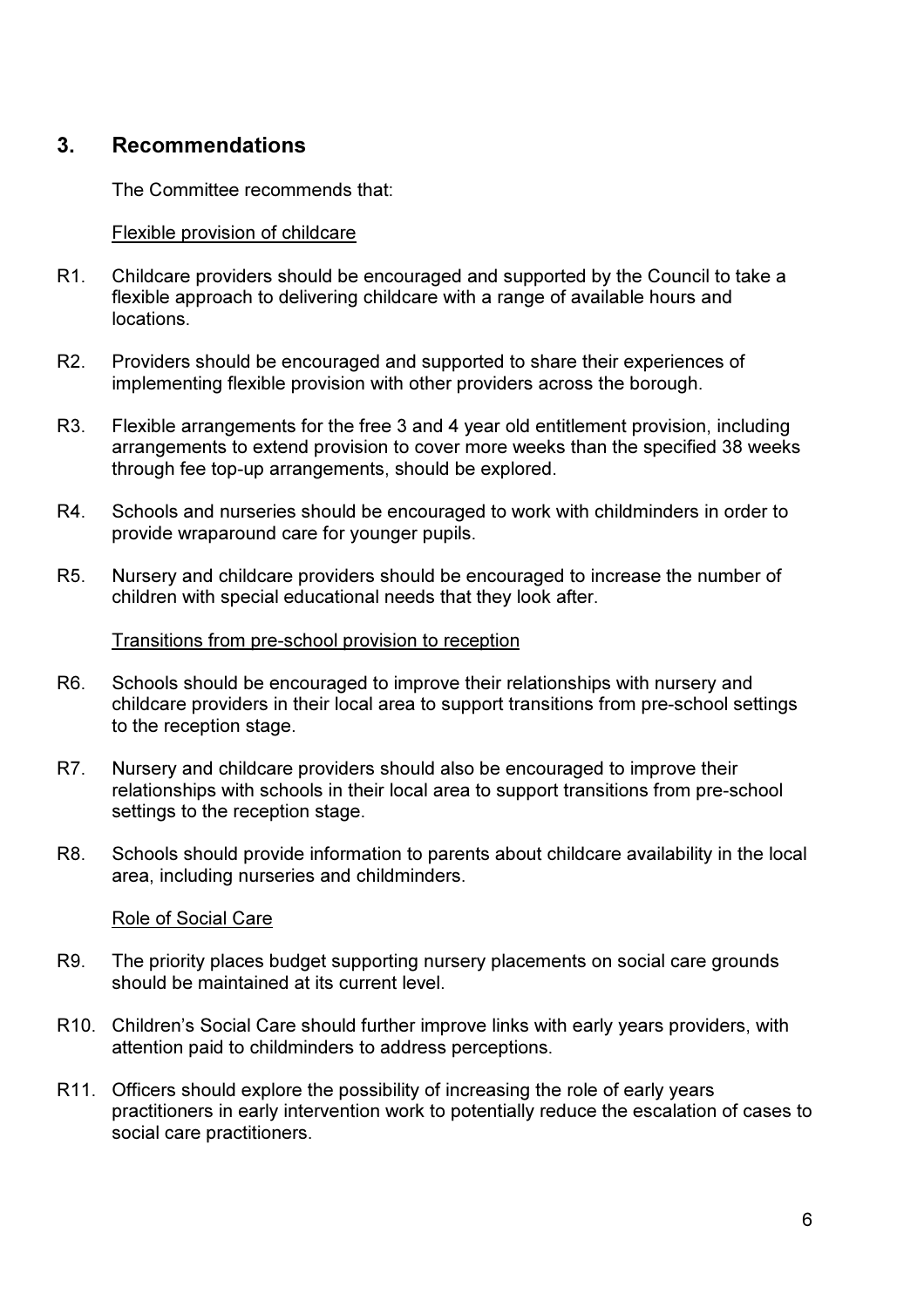## 3. Recommendations

The Committee recommends that:

Flexible provision of childcare

R1. Childcare providers should be encouraged and supported by the Council to take a flexible approach to delivering childcare with a range of available hours and locations.

R2. Providers should be encouraged and supported to share their experiences of implementing flexible provision with other providers across the borough.

R3. Flexible arrangements for the free 3 and 4 year old entitlement provision, including arrangements to extend provision to cover more weeks than the specified 38 weeks through fee top-up arrangements, should be explored.

R4. Schools and nurseries should be encouraged to work with childminders in order to provide wraparound care for younger pupils.

R5. Nursery and childcare providers should be encouraged to increase the number of children with special educational needs that they look after.

Transitions from pre-school provision to reception

R6. Schools should be encouraged to improve their relationships with nursery and childcare providers in their local area to support transitions from pre-school settings to the reception stage.

R7. Nursery and childcare providers should also be encouraged to improve their relationships with schools in their local area to support transitions from pre-school settings to the reception stage.

R8. Schools should provide information to parents about childcare availability in the local area, including nurseries and childminders.

Role of Social Care

R9. The priority places budget supporting nursery placements on social care grounds should be maintained at its current level.

R10. Children's Social Care should further improve links with early years providers, with attention paid to childminders to address perceptions.

R11. Officers should explore the possibility of increasing the role of early years practitioners in early intervention work to potentially reduce the escalation of cases to social care practitioners.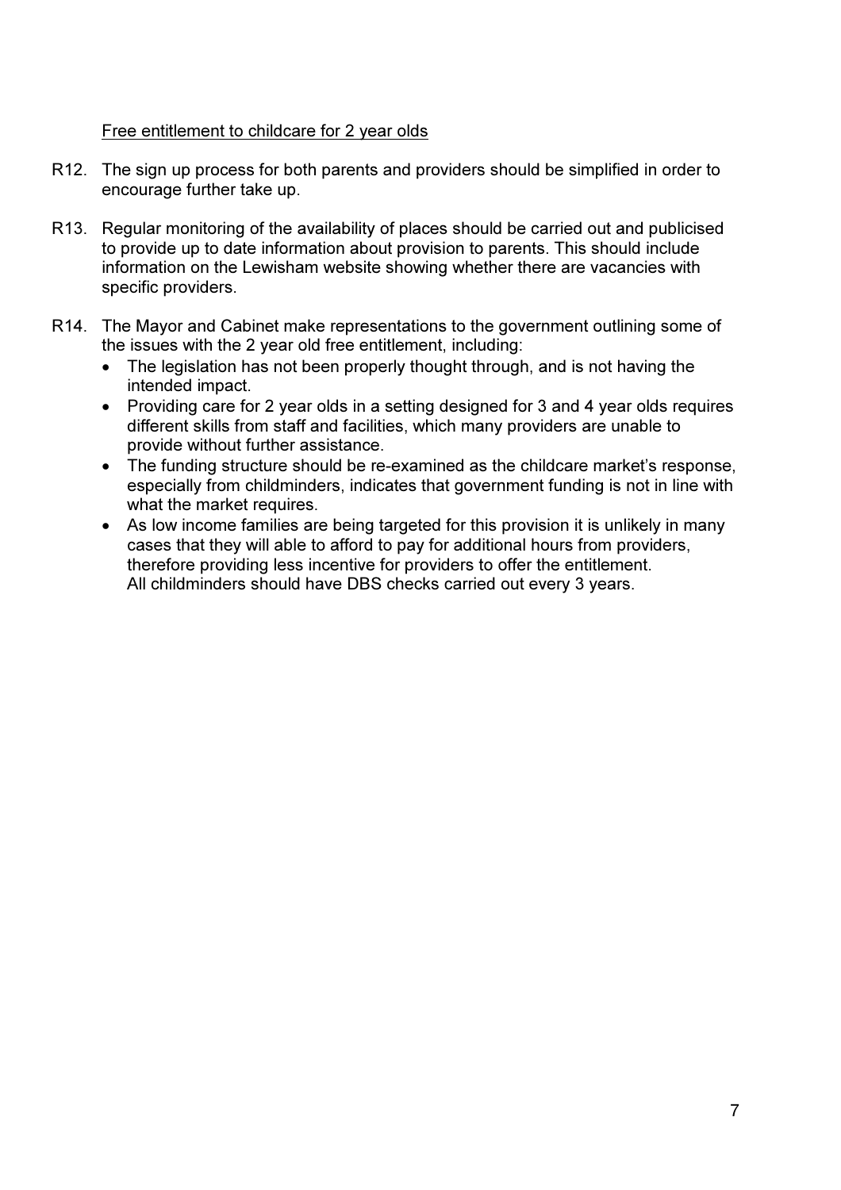Free entitlement to childcare for 2 year olds

R12. The sign up process for both parents and providers should be simplified in order to encourage further take up.

R13. Regular monitoring of the availability of places should be carried out and publicised to provide up to date information about provision to parents. This should include information on the Lewisham website showing whether there are vacancies with specific providers.

R14. The Mayor and Cabinet make representations to the government outlining some of the issues with the 2 year old free entitlement, including:

- The legislation has not been properly thought through, and is not having the intended impact.
- Providing care for 2 year olds in a setting designed for 3 and 4 year olds requires different skills from staff and facilities, which many providers are unable to provide without further assistance.
- The funding structure should be re-examined as the childcare market's response, especially from childminders, indicates that government funding is not in line with what the market requires.
- As low income families are being targeted for this provision it is unlikely in many cases that they will able to afford to pay for additional hours from providers, therefore providing less incentive for providers to offer the entitlement.
  All childminders should have DBS checks carried out every 3 years.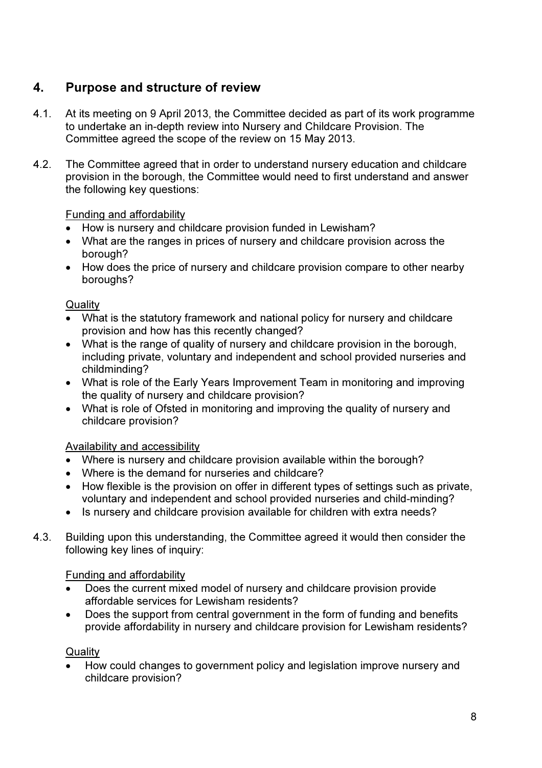## 4. Purpose and structure of review

4.1. At its meeting on 9 April 2013, the Committee decided as part of its work programme to undertake an in-depth review into Nursery and Childcare Provision. The Committee agreed the scope of the review on 15 May 2013.

4.2. The Committee agreed that in order to understand nursery education and childcare provision in the borough, the Committee would need to first understand and answer the following key questions:

<u>Funding and affordability</u>

- How is nursery and childcare provision funded in Lewisham?
- What are the ranges in prices of nursery and childcare provision across the borough?
- How does the price of nursery and childcare provision compare to other nearby boroughs?

<u>Quality</u>

- What is the statutory framework and national policy for nursery and childcare provision and how has this recently changed?
- What is the range of quality of nursery and childcare provision in the borough, including private, voluntary and independent and school provided nurseries and childminding?
- What is role of the Early Years Improvement Team in monitoring and improving the quality of nursery and childcare provision?
- What is role of Ofsted in monitoring and improving the quality of nursery and childcare provision?

<u>Availability and accessibility</u>

- Where is nursery and childcare provision available within the borough?
- Where is the demand for nurseries and childcare?
- How flexible is the provision on offer in different types of settings such as private, voluntary and independent and school provided nurseries and child-minding?
- Is nursery and childcare provision available for children with extra needs?

4.3. Building upon this understanding, the Committee agreed it would then consider the following key lines of inquiry:

<u>Funding and affordability</u>

- Does the current mixed model of nursery and childcare provision provide affordable services for Lewisham residents?
- Does the support from central government in the form of funding and benefits provide affordability in nursery and childcare provision for Lewisham residents?

<u>Quality</u>

- How could changes to government policy and legislation improve nursery and childcare provision?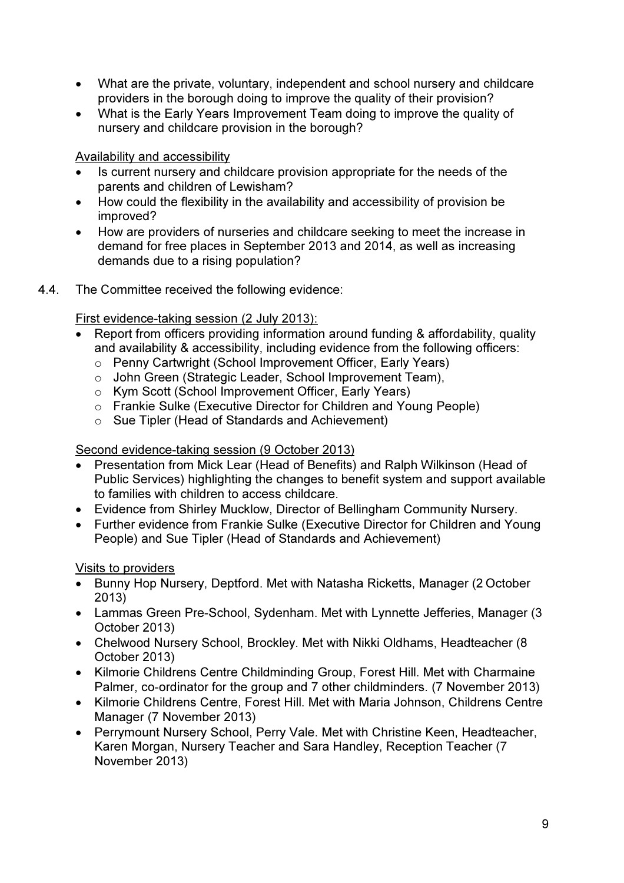- What are the private, voluntary, independent and school nursery and childcare providers in the borough doing to improve the quality of their provision?
- What is the Early Years Improvement Team doing to improve the quality of nursery and childcare provision in the borough?

Availability and accessibility

- Is current nursery and childcare provision appropriate for the needs of the parents and children of Lewisham?
- How could the flexibility in the availability and accessibility of provision be improved?
- How are providers of nurseries and childcare seeking to meet the increase in demand for free places in September 2013 and 2014, as well as increasing demands due to a rising population?

4.4. The Committee received the following evidence:

First evidence-taking session (2 July 2013):

- Report from officers providing information around funding & affordability, quality and availability & accessibility, including evidence from the following officers:
  - Penny Cartwright (School Improvement Officer, Early Years)
  - John Green (Strategic Leader, School Improvement Team),
  - Kym Scott (School Improvement Officer, Early Years)
  - Frankie Sulke (Executive Director for Children and Young People)
  - Sue Tipler (Head of Standards and Achievement)

Second evidence-taking session (9 October 2013)

- Presentation from Mick Lear (Head of Benefits) and Ralph Wilkinson (Head of Public Services) highlighting the changes to benefit system and support available to families with children to access childcare.
- Evidence from Shirley Mucklow, Director of Bellingham Community Nursery.
- Further evidence from Frankie Sulke (Executive Director for Children and Young People) and Sue Tipler (Head of Standards and Achievement)

Visits to providers

- Bunny Hop Nursery, Deptford. Met with Natasha Ricketts, Manager (2 October 2013)
- Lammas Green Pre-School, Sydenham. Met with Lynnette Jefferies, Manager (3 October 2013)
- Chelwood Nursery School, Brockley. Met with Nikki Oldhams, Headteacher (8 October 2013)
- Kilmorie Childrens Centre Childminding Group, Forest Hill. Met with Charmaine Palmer, co-ordinator for the group and 7 other childminders. (7 November 2013)
- Kilmorie Childrens Centre, Forest Hill. Met with Maria Johnson, Childrens Centre Manager (7 November 2013)
- Perrymount Nursery School, Perry Vale. Met with Christine Keen, Headteacher, Karen Morgan, Nursery Teacher and Sara Handley, Reception Teacher (7 November 2013)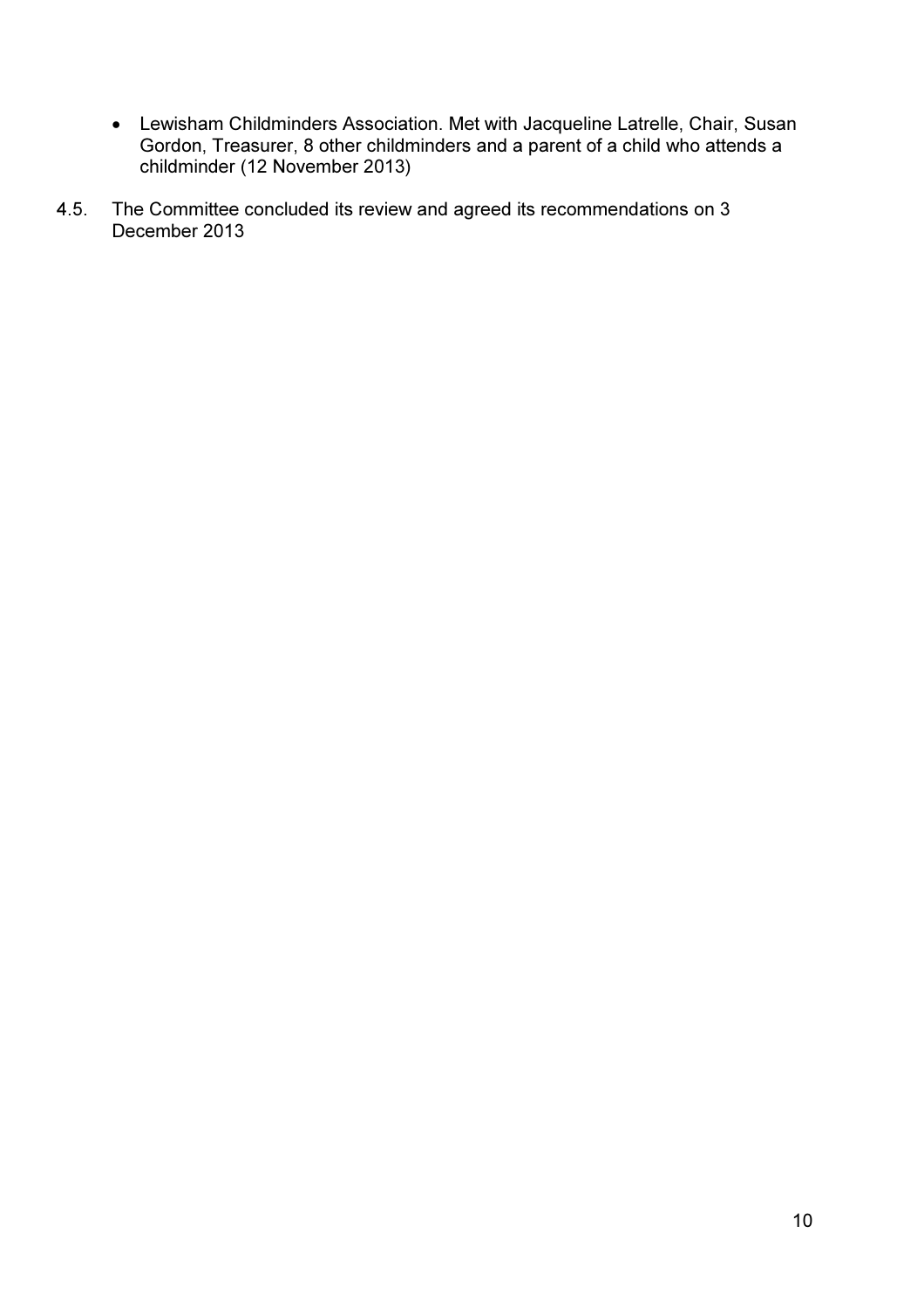- Lewisham Childminders Association. Met with Jacqueline Latrelle, Chair, Susan Gordon, Treasurer, 8 other childminders and a parent of a child who attends a childminder (12 November 2013)

4.5. The Committee concluded its review and agreed its recommendations on 3 December 2013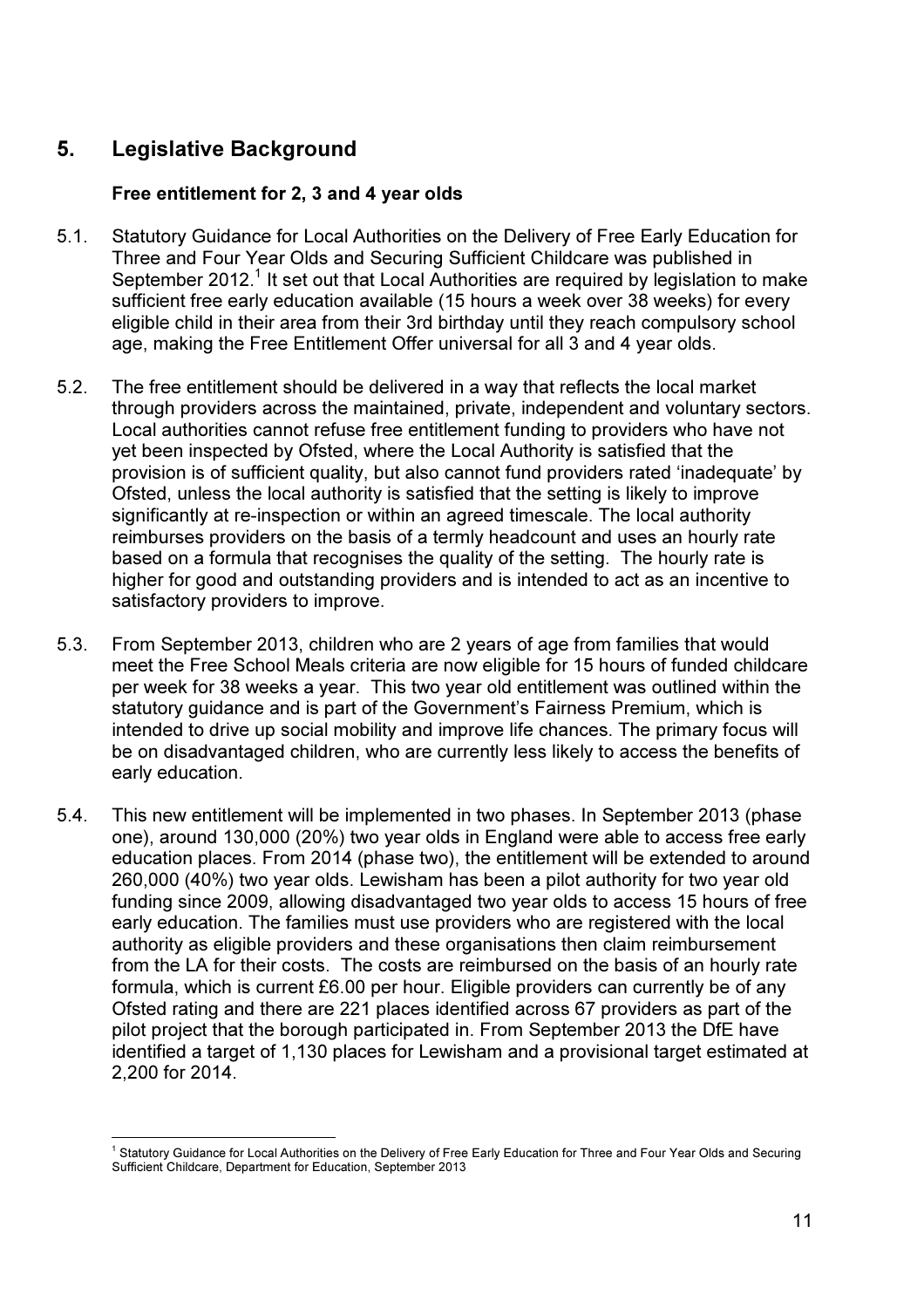## 5. Legislative Background

### Free entitlement for 2, 3 and 4 year olds

5.1. Statutory Guidance for Local Authorities on the Delivery of Free Early Education for Three and Four Year Olds and Securing Sufficient Childcare was published in September 2012.[1] It set out that Local Authorities are required by legislation to make sufficient free early education available (15 hours a week over 38 weeks) for every eligible child in their area from their 3rd birthday until they reach compulsory school age, making the Free Entitlement Offer universal for all 3 and 4 year olds.

5.2. The free entitlement should be delivered in a way that reflects the local market through providers across the maintained, private, independent and voluntary sectors. Local authorities cannot refuse free entitlement funding to providers who have not yet been inspected by Ofsted, where the Local Authority is satisfied that the provision is of sufficient quality, but also cannot fund providers rated 'inadequate' by Ofsted, unless the local authority is satisfied that the setting is likely to improve significantly at re-inspection or within an agreed timescale. The local authority reimburses providers on the basis of a termly headcount and uses an hourly rate based on a formula that recognises the quality of the setting. The hourly rate is higher for good and outstanding providers and is intended to act as an incentive to satisfactory providers to improve.

5.3. From September 2013, children who are 2 years of age from families that would meet the Free School Meals criteria are now eligible for 15 hours of funded childcare per week for 38 weeks a year. This two year old entitlement was outlined within the statutory guidance and is part of the Government's Fairness Premium, which is intended to drive up social mobility and improve life chances. The primary focus will be on disadvantaged children, who are currently less likely to access the benefits of early education.

5.4. This new entitlement will be implemented in two phases. In September 2013 (phase one), around 130,000 (20%) two year olds in England were able to access free early education places. From 2014 (phase two), the entitlement will be extended to around 260,000 (40%) two year olds. Lewisham has been a pilot authority for two year old funding since 2009, allowing disadvantaged two year olds to access 15 hours of free early education. The families must use providers who are registered with the local authority as eligible providers and these organisations then claim reimbursement from the LA for their costs. The costs are reimbursed on the basis of an hourly rate formula, which is current £6.00 per hour. Eligible providers can currently be of any Ofsted rating and there are 221 places identified across 67 providers as part of the pilot project that the borough participated in. From September 2013 the DfE have identified a target of 1,130 places for Lewisham and a provisional target estimated at 2,200 for 2014.

[1] Statutory Guidance for Local Authorities on the Delivery of Free Early Education for Three and Four Year Olds and Securing Sufficient Childcare, Department for Education, September 2013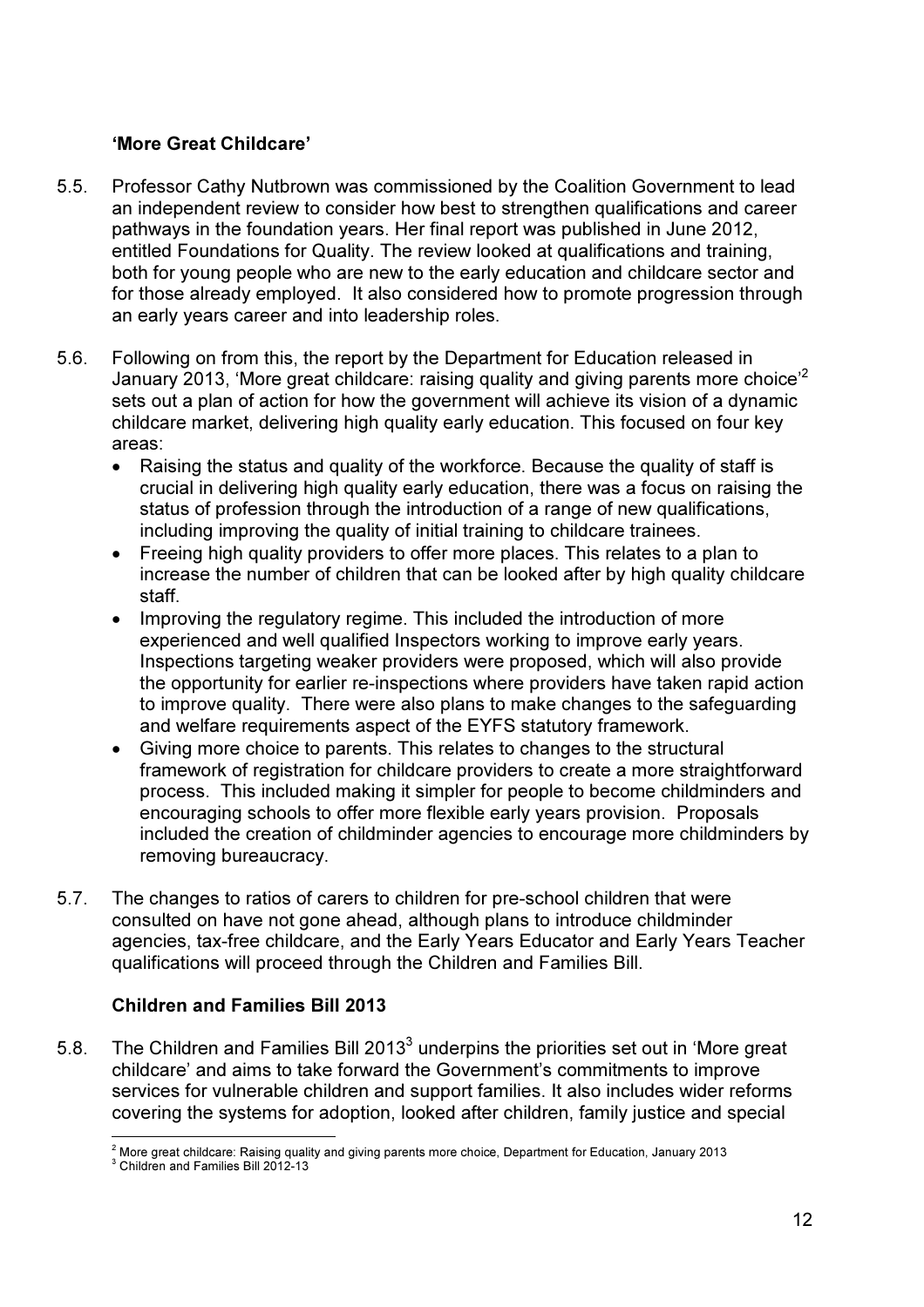### 'More Great Childcare'

5.5. Professor Cathy Nutbrown was commissioned by the Coalition Government to lead an independent review to consider how best to strengthen qualifications and career pathways in the foundation years. Her final report was published in June 2012, entitled Foundations for Quality. The review looked at qualifications and training, both for young people who are new to the early education and childcare sector and for those already employed. It also considered how to promote progression through an early years career and into leadership roles.

5.6. Following on from this, the report by the Department for Education released in January 2013, 'More great childcare: raising quality and giving parents more choice'[2] sets out a plan of action for how the government will achieve its vision of a dynamic childcare market, delivering high quality early education. This focused on four key areas:

- Raising the status and quality of the workforce. Because the quality of staff is crucial in delivering high quality early education, there was a focus on raising the status of profession through the introduction of a range of new qualifications, including improving the quality of initial training to childcare trainees.
- Freeing high quality providers to offer more places. This relates to a plan to increase the number of children that can be looked after by high quality childcare staff.
- Improving the regulatory regime. This included the introduction of more experienced and well qualified Inspectors working to improve early years. Inspections targeting weaker providers were proposed, which will also provide the opportunity for earlier re-inspections where providers have taken rapid action to improve quality. There were also plans to make changes to the safeguarding and welfare requirements aspect of the EYFS statutory framework.
- Giving more choice to parents. This relates to changes to the structural framework of registration for childcare providers to create a more straightforward process. This included making it simpler for people to become childminders and encouraging schools to offer more flexible early years provision. Proposals included the creation of childminder agencies to encourage more childminders by removing bureaucracy.

5.7. The changes to ratios of carers to children for pre-school children that were consulted on have not gone ahead, although plans to introduce childminder agencies, tax-free childcare, and the Early Years Educator and Early Years Teacher qualifications will proceed through the Children and Families Bill.

### Children and Families Bill 2013

5.8. The Children and Families Bill 2013[3] underpins the priorities set out in 'More great childcare' and aims to take forward the Government's commitments to improve services for vulnerable children and support families. It also includes wider reforms covering the systems for adoption, looked after children, family justice and special

---

[2] More great childcare: Raising quality and giving parents more choice, Department for Education, January 2013

[3] Children and Families Bill 2012-13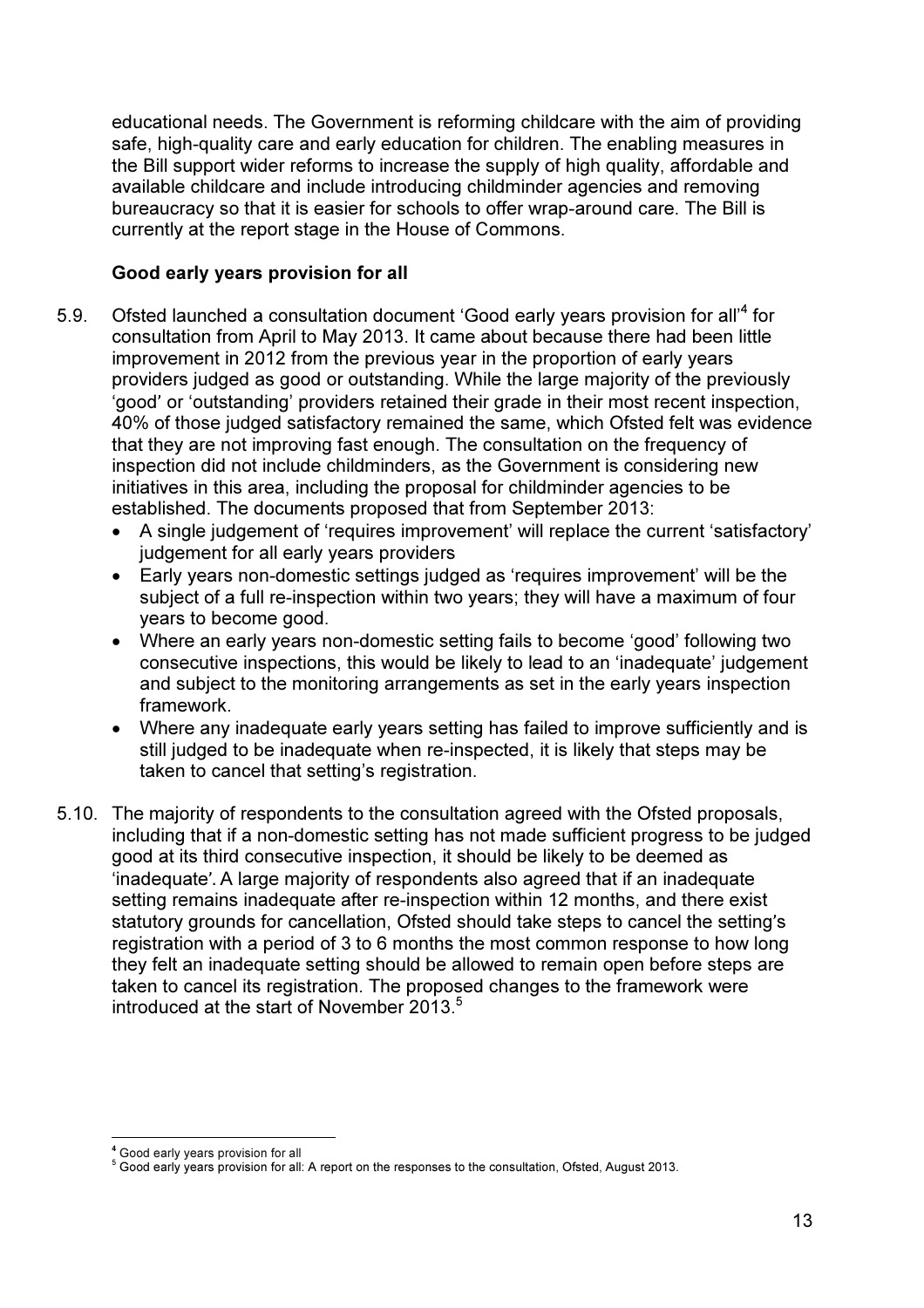educational needs. The Government is reforming childcare with the aim of providing safe, high-quality care and early education for children. The enabling measures in the Bill support wider reforms to increase the supply of high quality, affordable and available childcare and include introducing childminder agencies and removing bureaucracy so that it is easier for schools to offer wrap-around care. The Bill is currently at the report stage in the House of Commons.

**Good early years provision for all**

5.9. Ofsted launched a consultation document 'Good early years provision for all'[4] for consultation from April to May 2013. It came about because there had been little improvement in 2012 from the previous year in the proportion of early years providers judged as good or outstanding. While the large majority of the previously 'good' or 'outstanding' providers retained their grade in their most recent inspection, 40% of those judged satisfactory remained the same, which Ofsted felt was evidence that they are not improving fast enough. The consultation on the frequency of inspection did not include childminders, as the Government is considering new initiatives in this area, including the proposal for childminder agencies to be established. The documents proposed that from September 2013:

- A single judgement of 'requires improvement' will replace the current 'satisfactory' judgement for all early years providers
- Early years non-domestic settings judged as 'requires improvement' will be the subject of a full re-inspection within two years; they will have a maximum of four years to become good.
- Where an early years non-domestic setting fails to become 'good' following two consecutive inspections, this would be likely to lead to an 'inadequate' judgement and subject to the monitoring arrangements as set in the early years inspection framework.
- Where any inadequate early years setting has failed to improve sufficiently and is still judged to be inadequate when re-inspected, it is likely that steps may be taken to cancel that setting's registration.

5.10. The majority of respondents to the consultation agreed with the Ofsted proposals, including that if a non-domestic setting has not made sufficient progress to be judged good at its third consecutive inspection, it should be likely to be deemed as 'inadequate'. A large majority of respondents also agreed that if an inadequate setting remains inadequate after re-inspection within 12 months, and there exist statutory grounds for cancellation, Ofsted should take steps to cancel the setting's registration with a period of 3 to 6 months the most common response to how long they felt an inadequate setting should be allowed to remain open before steps are taken to cancel its registration. The proposed changes to the framework were introduced at the start of November 2013.[5]

---

[4] Good early years provision for all

[5] Good early years provision for all: A report on the responses to the consultation, Ofsted, August 2013.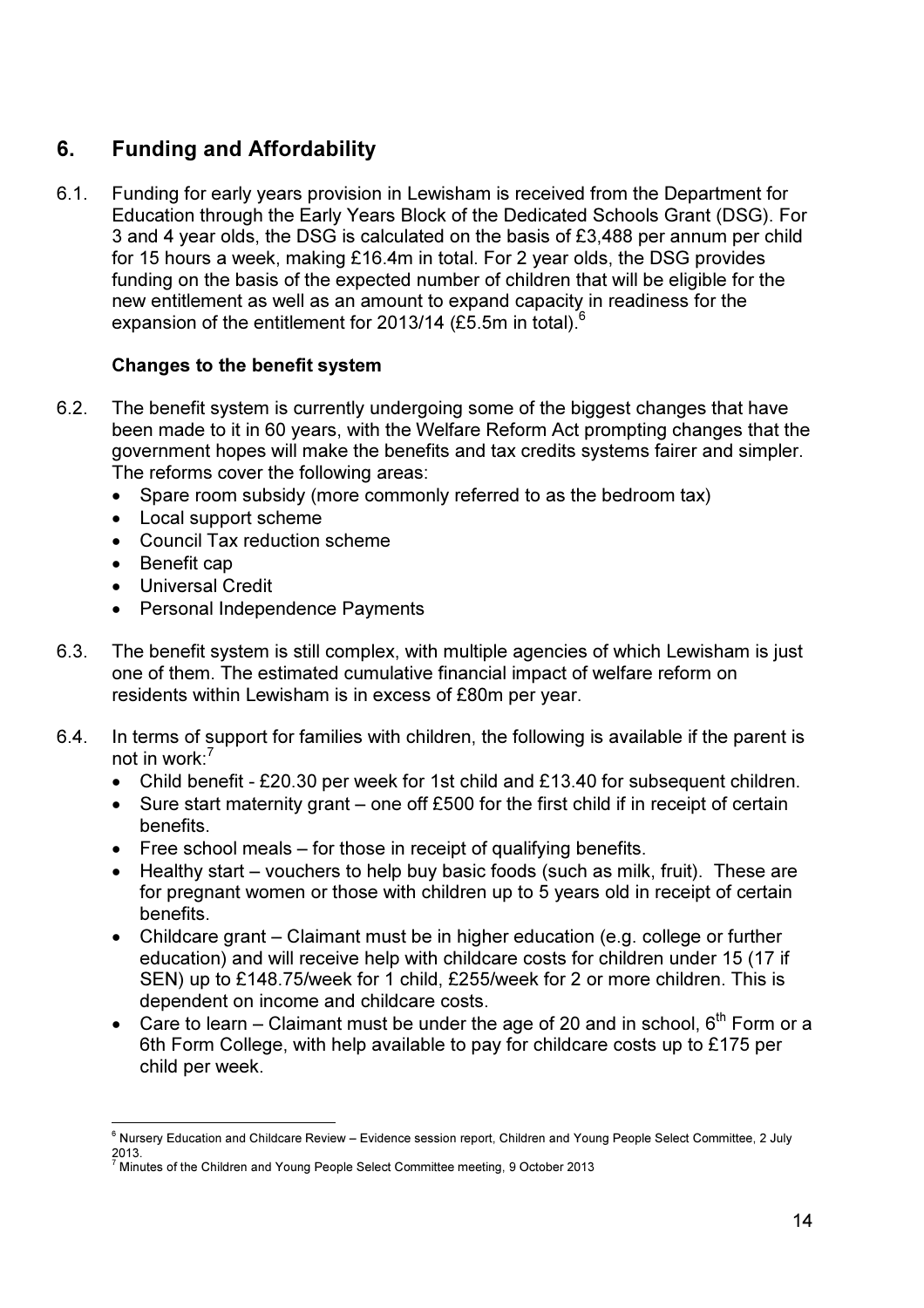## 6. Funding and Affordability

6.1. Funding for early years provision in Lewisham is received from the Department for Education through the Early Years Block of the Dedicated Schools Grant (DSG). For 3 and 4 year olds, the DSG is calculated on the basis of £3,488 per annum per child for 15 hours a week, making £16.4m in total. For 2 year olds, the DSG provides funding on the basis of the expected number of children that will be eligible for the new entitlement as well as an amount to expand capacity in readiness for the expansion of the entitlement for 2013/14 (£5.5m in total).[6]

**Changes to the benefit system**

6.2. The benefit system is currently undergoing some of the biggest changes that have been made to it in 60 years, with the Welfare Reform Act prompting changes that the government hopes will make the benefits and tax credits systems fairer and simpler. The reforms cover the following areas:

- Spare room subsidy (more commonly referred to as the bedroom tax)
- Local support scheme
- Council Tax reduction scheme
- Benefit cap
- Universal Credit
- Personal Independence Payments

6.3. The benefit system is still complex, with multiple agencies of which Lewisham is just one of them. The estimated cumulative financial impact of welfare reform on residents within Lewisham is in excess of £80m per year.

6.4. In terms of support for families with children, the following is available if the parent is not in work:[7]

- Child benefit - £20.30 per week for 1st child and £13.40 for subsequent children.
- Sure start maternity grant – one off £500 for the first child if in receipt of certain benefits.
- Free school meals – for those in receipt of qualifying benefits.
- Healthy start – vouchers to help buy basic foods (such as milk, fruit). These are for pregnant women or those with children up to 5 years old in receipt of certain benefits.
- Childcare grant – Claimant must be in higher education (e.g. college or further education) and will receive help with childcare costs for children under 15 (17 if SEN) up to £148.75/week for 1 child, £255/week for 2 or more children. This is dependent on income and childcare costs.
- Care to learn – Claimant must be under the age of 20 and in school, 6th Form or a 6th Form College, with help available to pay for childcare costs up to £175 per child per week.

---

[6] Nursery Education and Childcare Review – Evidence session report, Children and Young People Select Committee, 2 July 2013.

[7] Minutes of the Children and Young People Select Committee meeting, 9 October 2013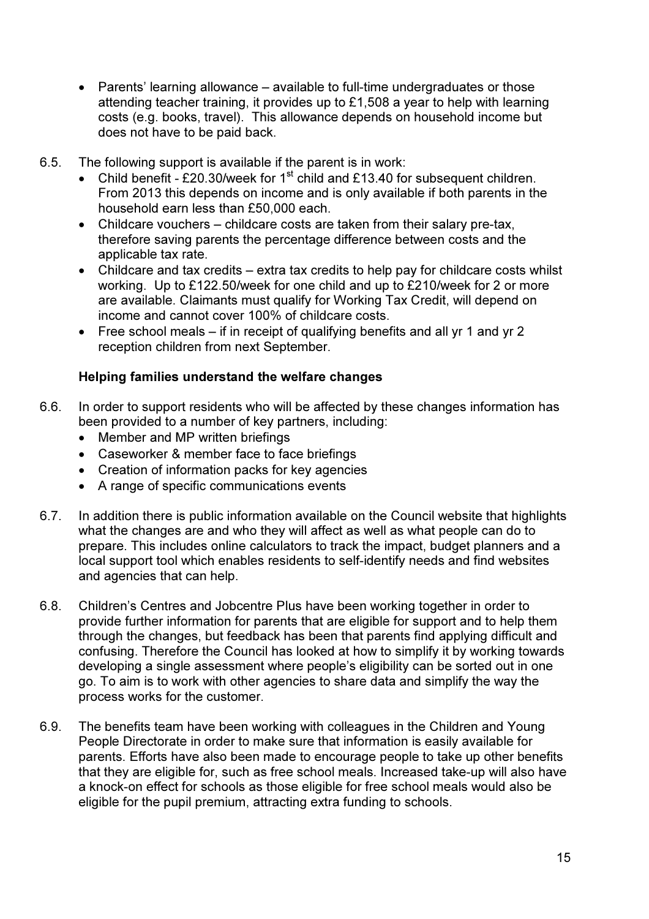- Parents' learning allowance – available to full-time undergraduates or those attending teacher training, it provides up to £1,508 a year to help with learning costs (e.g. books, travel). This allowance depends on household income but does not have to be paid back.

6.5. The following support is available if the parent is in work:

- Child benefit - £20.30/week for 1st child and £13.40 for subsequent children. From 2013 this depends on income and is only available if both parents in the household earn less than £50,000 each.
- Childcare vouchers – childcare costs are taken from their salary pre-tax, therefore saving parents the percentage difference between costs and the applicable tax rate.
- Childcare and tax credits – extra tax credits to help pay for childcare costs whilst working. Up to £122.50/week for one child and up to £210/week for 2 or more are available. Claimants must qualify for Working Tax Credit, will depend on income and cannot cover 100% of childcare costs.
- Free school meals – if in receipt of qualifying benefits and all yr 1 and yr 2 reception children from next September.

**Helping families understand the welfare changes**

6.6. In order to support residents who will be affected by these changes information has been provided to a number of key partners, including:

- Member and MP written briefings
- Caseworker & member face to face briefings
- Creation of information packs for key agencies
- A range of specific communications events

6.7. In addition there is public information available on the Council website that highlights what the changes are and who they will affect as well as what people can do to prepare. This includes online calculators to track the impact, budget planners and a local support tool which enables residents to self-identify needs and find websites and agencies that can help.

6.8. Children's Centres and Jobcentre Plus have been working together in order to provide further information for parents that are eligible for support and to help them through the changes, but feedback has been that parents find applying difficult and confusing. Therefore the Council has looked at how to simplify it by working towards developing a single assessment where people's eligibility can be sorted out in one go. To aim is to work with other agencies to share data and simplify the way the process works for the customer.

6.9. The benefits team have been working with colleagues in the Children and Young People Directorate in order to make sure that information is easily available for parents. Efforts have also been made to encourage people to take up other benefits that they are eligible for, such as free school meals. Increased take-up will also have a knock-on effect for schools as those eligible for free school meals would also be eligible for the pupil premium, attracting extra funding to schools.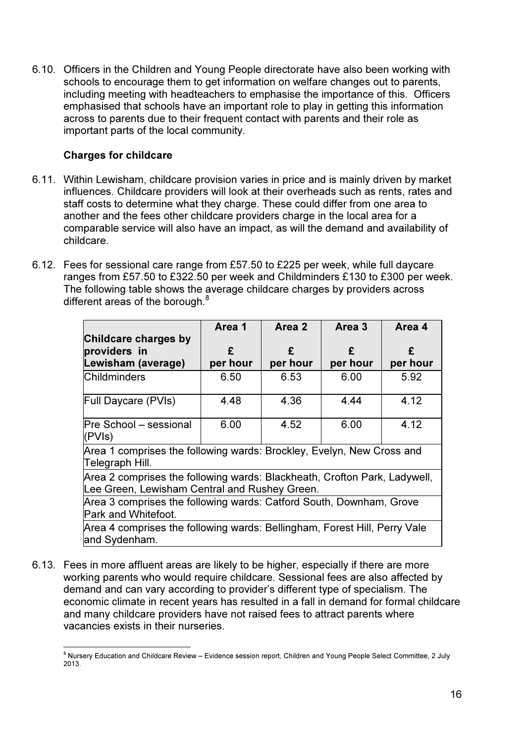6.10. Officers in the Children and Young People directorate have also been working with schools to encourage them to get information on welfare changes out to parents, including meeting with headteachers to emphasise the importance of this. Officers emphasised that schools have an important role to play in getting this information across to parents due to their frequent contact with parents and their role as important parts of the local community.

**Charges for childcare**

6.11. Within Lewisham, childcare provision varies in price and is mainly driven by market influences. Childcare providers will look at their overheads such as rents, rates and staff costs to determine what they charge. These could differ from one area to another and the fees other childcare providers charge in the local area for a comparable service will also have an impact, as will the demand and availability of childcare.

6.12. Fees for sessional care range from £57.50 to £225 per week, while full daycare ranges from £57.50 to £322.50 per week and Childminders £130 to £300 per week. The following table shows the average childcare charges by providers across different areas of the borough.[8]

| Childcare charges by providers in Lewisham (average) | Area 1<br>£<br>per hour | Area 2<br>£<br>per hour | Area 3<br>£<br>per hour | Area 4<br>£<br>per hour |
|---|---|---|---|---|
| Childminders | 6.50 | 6.53 | 6.00 | 5.92 |
| Full Daycare (PVIs) | 4.48 | 4.36 | 4.44 | 4.12 |
| Pre School – sessional (PVIs) | 6.00 | 4.52 | 6.00 | 4.12 |
| Area 1 comprises the following wards: Brockley, Evelyn, New Cross and Telegraph Hill. | | | | |
| Area 2 comprises the following wards: Blackheath, Crofton Park, Ladywell, Lee Green, Lewisham Central and Rushey Green. | | | | |
| Area 3 comprises the following wards: Catford South, Downham, Grove Park and Whitefoot. | | | | |
| Area 4 comprises the following wards: Bellingham, Forest Hill, Perry Vale and Sydenham. | | | | |

6.13. Fees in more affluent areas are likely to be higher, especially if there are more working parents who would require childcare. Sessional fees are also affected by demand and can vary according to provider's different type of specialism. The economic climate in recent years has resulted in a fall in demand for formal childcare and many childcare providers have not raised fees to attract parents where vacancies exists in their nurseries.

[8] Nursery Education and Childcare Review – Evidence session report, Children and Young People Select Committee, 2 July 2013.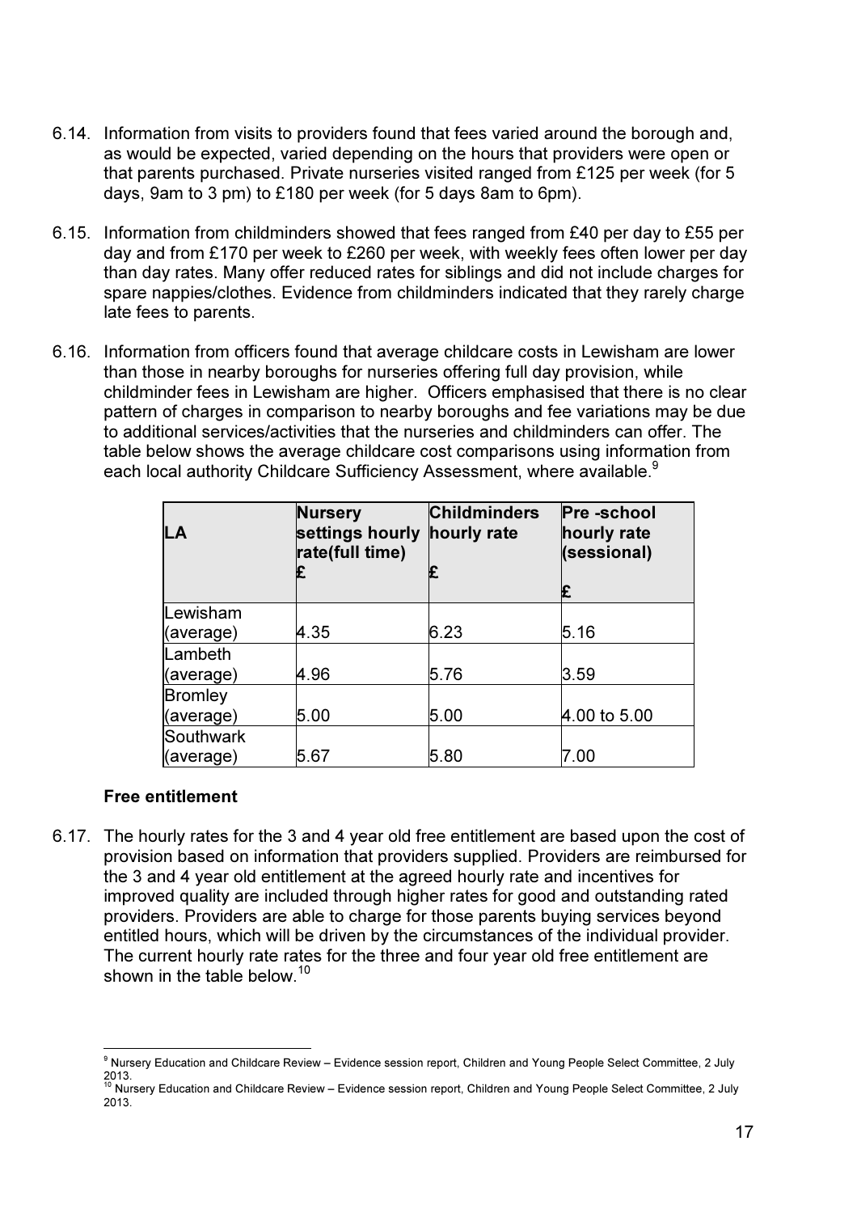6.14. Information from visits to providers found that fees varied around the borough and, as would be expected, varied depending on the hours that providers were open or that parents purchased. Private nurseries visited ranged from £125 per week (for 5 days, 9am to 3 pm) to £180 per week (for 5 days 8am to 6pm).

6.15. Information from childminders showed that fees ranged from £40 per day to £55 per day and from £170 per week to £260 per week, with weekly fees often lower per day than day rates. Many offer reduced rates for siblings and did not include charges for spare nappies/clothes. Evidence from childminders indicated that they rarely charge late fees to parents.

6.16. Information from officers found that average childcare costs in Lewisham are lower than those in nearby boroughs for nurseries offering full day provision, while childminder fees in Lewisham are higher. Officers emphasised that there is no clear pattern of charges in comparison to nearby boroughs and fee variations may be due to additional services/activities that the nurseries and childminders can offer. The table below shows the average childcare cost comparisons using information from each local authority Childcare Sufficiency Assessment, where available.[9]

| LA | Nursery settings hourly rate(full time) £ | Childminders hourly rate £ | Pre -school hourly rate (sessional) £ |
|---|---|---|---|
| Lewisham (average) | 4.35 | 6.23 | 5.16 |
| Lambeth (average) | 4.96 | 5.76 | 3.59 |
| Bromley (average) | 5.00 | 5.00 | 4.00 to 5.00 |
| Southwark (average) | 5.67 | 5.80 | 7.00 |

**Free entitlement**

6.17. The hourly rates for the 3 and 4 year old free entitlement are based upon the cost of provision based on information that providers supplied. Providers are reimbursed for the 3 and 4 year old entitlement at the agreed hourly rate and incentives for improved quality are included through higher rates for good and outstanding rated providers. Providers are able to charge for those parents buying services beyond entitled hours, which will be driven by the circumstances of the individual provider. The current hourly rate rates for the three and four year old free entitlement are shown in the table below.[10]

[9] Nursery Education and Childcare Review – Evidence session report, Children and Young People Select Committee, 2 July 2013.

[10] Nursery Education and Childcare Review – Evidence session report, Children and Young People Select Committee, 2 July 2013.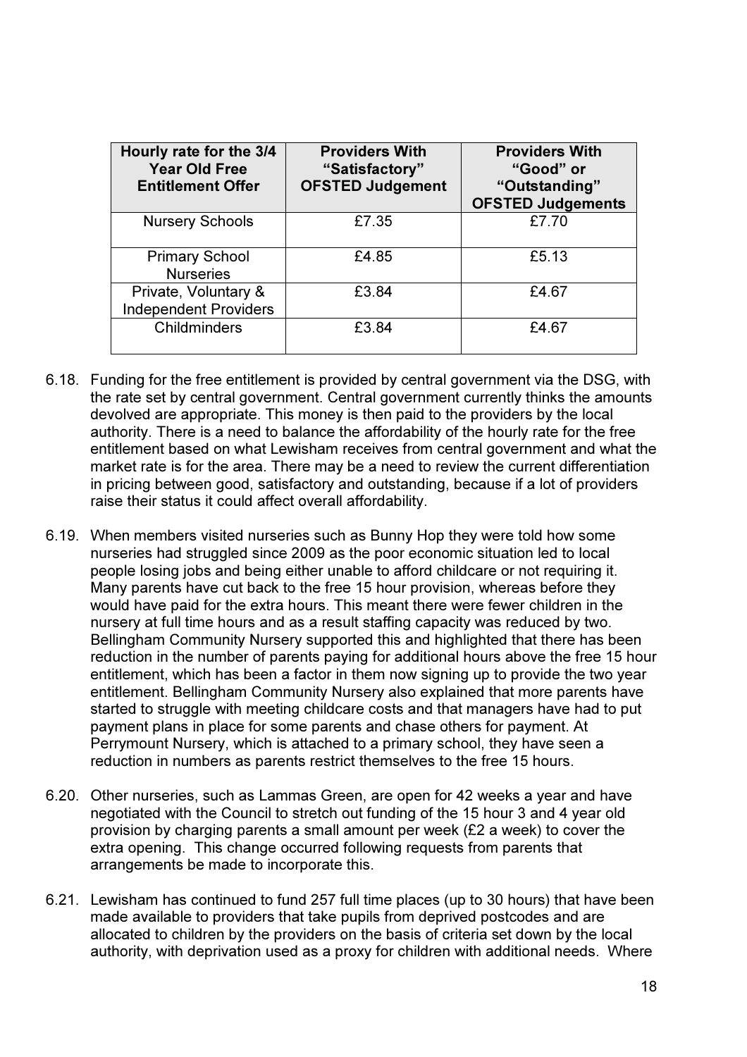| Hourly rate for the 3/4 Year Old Free Entitlement Offer | Providers With "Satisfactory" OFSTED Judgement | Providers With "Good" or "Outstanding" OFSTED Judgements |
|---|---|---|
| Nursery Schools | £7.35 | £7.70 |
| Primary School Nurseries | £4.85 | £5.13 |
| Private, Voluntary & Independent Providers | £3.84 | £4.67 |
| Childminders | £3.84 | £4.67 |

6.18. Funding for the free entitlement is provided by central government via the DSG, with the rate set by central government. Central government currently thinks the amounts devolved are appropriate. This money is then paid to the providers by the local authority. There is a need to balance the affordability of the hourly rate for the free entitlement based on what Lewisham receives from central government and what the market rate is for the area. There may be a need to review the current differentiation in pricing between good, satisfactory and outstanding, because if a lot of providers raise their status it could affect overall affordability.

6.19. When members visited nurseries such as Bunny Hop they were told how some nurseries had struggled since 2009 as the poor economic situation led to local people losing jobs and being either unable to afford childcare or not requiring it. Many parents have cut back to the free 15 hour provision, whereas before they would have paid for the extra hours. This meant there were fewer children in the nursery at full time hours and as a result staffing capacity was reduced by two. Bellingham Community Nursery supported this and highlighted that there has been reduction in the number of parents paying for additional hours above the free 15 hour entitlement, which has been a factor in them now signing up to provide the two year entitlement. Bellingham Community Nursery also explained that more parents have started to struggle with meeting childcare costs and that managers have had to put payment plans in place for some parents and chase others for payment. At Perrymount Nursery, which is attached to a primary school, they have seen a reduction in numbers as parents restrict themselves to the free 15 hours.

6.20. Other nurseries, such as Lammas Green, are open for 42 weeks a year and have negotiated with the Council to stretch out funding of the 15 hour 3 and 4 year old provision by charging parents a small amount per week (£2 a week) to cover the extra opening. This change occurred following requests from parents that arrangements be made to incorporate this.

6.21. Lewisham has continued to fund 257 full time places (up to 30 hours) that have been made available to providers that take pupils from deprived postcodes and are allocated to children by the providers on the basis of criteria set down by the local authority, with deprivation used as a proxy for children with additional needs. Where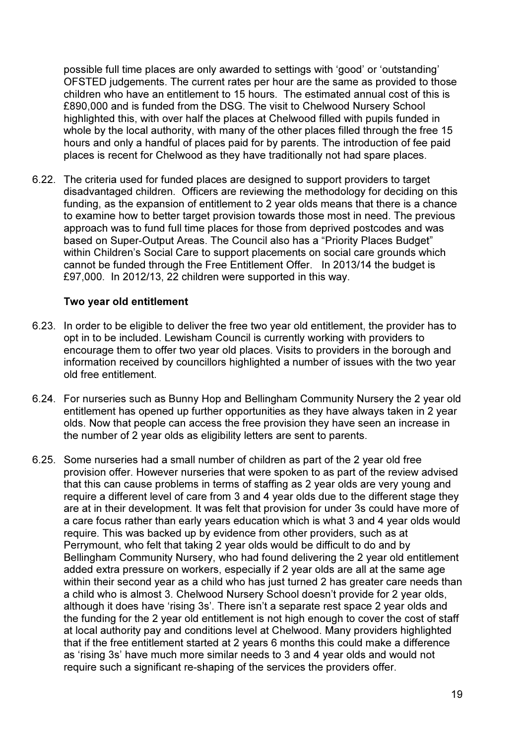possible full time places are only awarded to settings with 'good' or 'outstanding' OFSTED judgements. The current rates per hour are the same as provided to those children who have an entitlement to 15 hours. The estimated annual cost of this is £890,000 and is funded from the DSG. The visit to Chelwood Nursery School highlighted this, with over half the places at Chelwood filled with pupils funded in whole by the local authority, with many of the other places filled through the free 15 hours and only a handful of places paid for by parents. The introduction of fee paid places is recent for Chelwood as they have traditionally not had spare places.

6.22. The criteria used for funded places are designed to support providers to target disadvantaged children. Officers are reviewing the methodology for deciding on this funding, as the expansion of entitlement to 2 year olds means that there is a chance to examine how to better target provision towards those most in need. The previous approach was to fund full time places for those from deprived postcodes and was based on Super-Output Areas. The Council also has a "Priority Places Budget" within Children's Social Care to support placements on social care grounds which cannot be funded through the Free Entitlement Offer. In 2013/14 the budget is £97,000. In 2012/13, 22 children were supported in this way.

**Two year old entitlement**

6.23. In order to be eligible to deliver the free two year old entitlement, the provider has to opt in to be included. Lewisham Council is currently working with providers to encourage them to offer two year old places. Visits to providers in the borough and information received by councillors highlighted a number of issues with the two year old free entitlement.

6.24. For nurseries such as Bunny Hop and Bellingham Community Nursery the 2 year old entitlement has opened up further opportunities as they have always taken in 2 year olds. Now that people can access the free provision they have seen an increase in the number of 2 year olds as eligibility letters are sent to parents.

6.25. Some nurseries had a small number of children as part of the 2 year old free provision offer. However nurseries that were spoken to as part of the review advised that this can cause problems in terms of staffing as 2 year olds are very young and require a different level of care from 3 and 4 year olds due to the different stage they are at in their development. It was felt that provision for under 3s could have more of a care focus rather than early years education which is what 3 and 4 year olds would require. This was backed up by evidence from other providers, such as at Perrymount, who felt that taking 2 year olds would be difficult to do and by Bellingham Community Nursery, who had found delivering the 2 year old entitlement added extra pressure on workers, especially if 2 year olds are all at the same age within their second year as a child who has just turned 2 has greater care needs than a child who is almost 3. Chelwood Nursery School doesn't provide for 2 year olds, although it does have 'rising 3s'. There isn't a separate rest space 2 year olds and the funding for the 2 year old entitlement is not high enough to cover the cost of staff at local authority pay and conditions level at Chelwood. Many providers highlighted that if the free entitlement started at 2 years 6 months this could make a difference as 'rising 3s' have much more similar needs to 3 and 4 year olds and would not require such a significant re-shaping of the services the providers offer.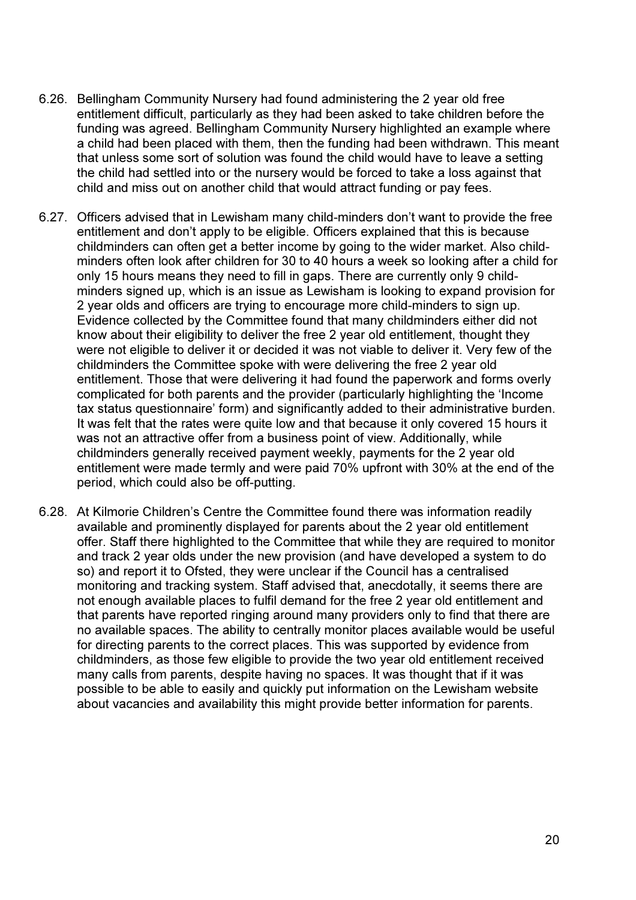6.26. Bellingham Community Nursery had found administering the 2 year old free entitlement difficult, particularly as they had been asked to take children before the funding was agreed. Bellingham Community Nursery highlighted an example where a child had been placed with them, then the funding had been withdrawn. This meant that unless some sort of solution was found the child would have to leave a setting the child had settled into or the nursery would be forced to take a loss against that child and miss out on another child that would attract funding or pay fees.

6.27. Officers advised that in Lewisham many child-minders don't want to provide the free entitlement and don't apply to be eligible. Officers explained that this is because childminders can often get a better income by going to the wider market. Also child-minders often look after children for 30 to 40 hours a week so looking after a child for only 15 hours means they need to fill in gaps. There are currently only 9 child-minders signed up, which is an issue as Lewisham is looking to expand provision for 2 year olds and officers are trying to encourage more child-minders to sign up. Evidence collected by the Committee found that many childminders either did not know about their eligibility to deliver the free 2 year old entitlement, thought they were not eligible to deliver it or decided it was not viable to deliver it. Very few of the childminders the Committee spoke with were delivering the free 2 year old entitlement. Those that were delivering it had found the paperwork and forms overly complicated for both parents and the provider (particularly highlighting the 'Income tax status questionnaire' form) and significantly added to their administrative burden. It was felt that the rates were quite low and that because it only covered 15 hours it was not an attractive offer from a business point of view. Additionally, while childminders generally received payment weekly, payments for the 2 year old entitlement were made termly and were paid 70% upfront with 30% at the end of the period, which could also be off-putting.

6.28. At Kilmorie Children's Centre the Committee found there was information readily available and prominently displayed for parents about the 2 year old entitlement offer. Staff there highlighted to the Committee that while they are required to monitor and track 2 year olds under the new provision (and have developed a system to do so) and report it to Ofsted, they were unclear if the Council has a centralised monitoring and tracking system. Staff advised that, anecdotally, it seems there are not enough available places to fulfil demand for the free 2 year old entitlement and that parents have reported ringing around many providers only to find that there are no available spaces. The ability to centrally monitor places available would be useful for directing parents to the correct places. This was supported by evidence from childminders, as those few eligible to provide the two year old entitlement received many calls from parents, despite having no spaces. It was thought that if it was possible to be able to easily and quickly put information on the Lewisham website about vacancies and availability this might provide better information for parents.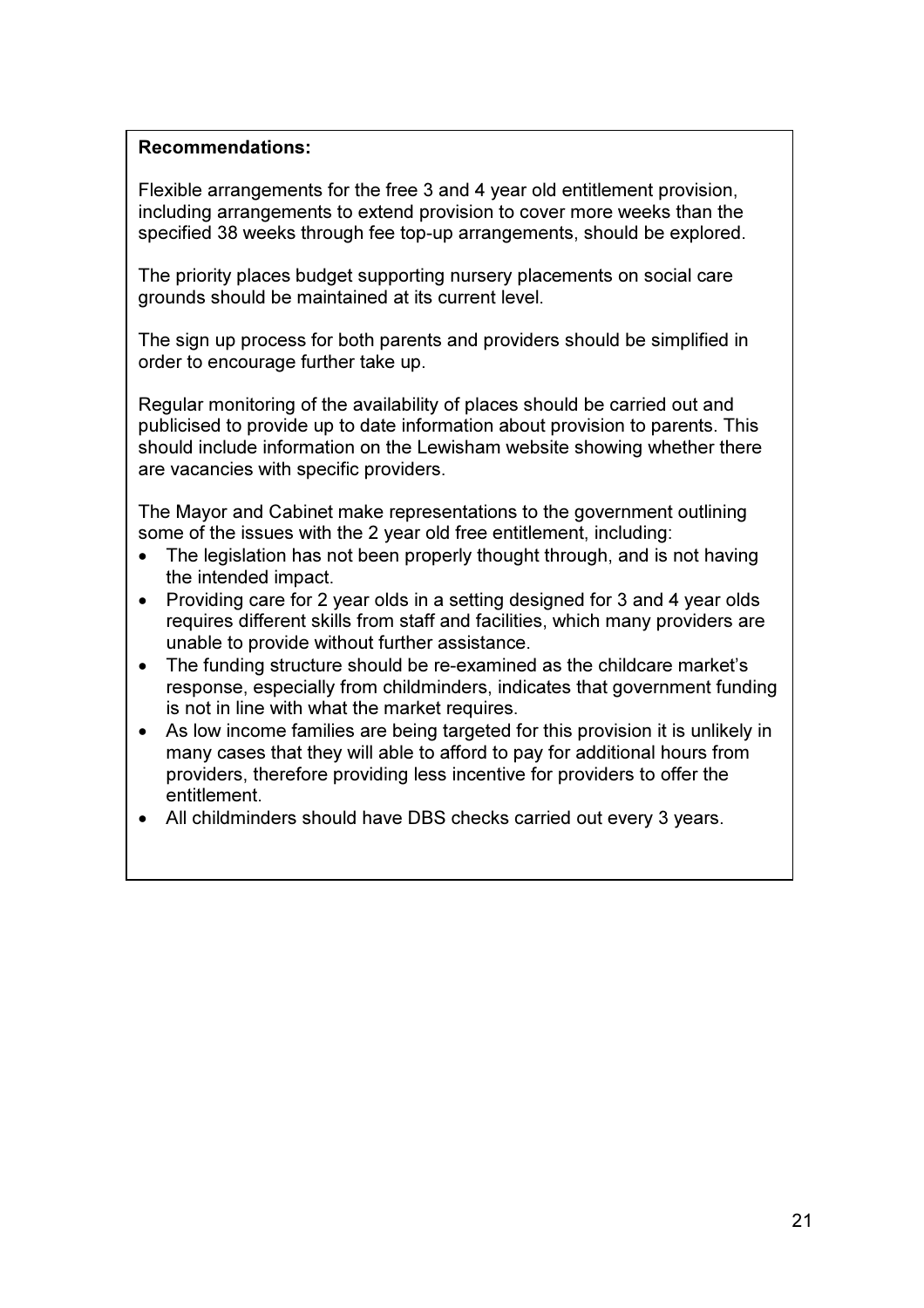**Recommendations:**

Flexible arrangements for the free 3 and 4 year old entitlement provision, including arrangements to extend provision to cover more weeks than the specified 38 weeks through fee top-up arrangements, should be explored.

The priority places budget supporting nursery placements on social care grounds should be maintained at its current level.

The sign up process for both parents and providers should be simplified in order to encourage further take up.

Regular monitoring of the availability of places should be carried out and publicised to provide up to date information about provision to parents. This should include information on the Lewisham website showing whether there are vacancies with specific providers.

The Mayor and Cabinet make representations to the government outlining some of the issues with the 2 year old free entitlement, including:

- The legislation has not been properly thought through, and is not having the intended impact.
- Providing care for 2 year olds in a setting designed for 3 and 4 year olds requires different skills from staff and facilities, which many providers are unable to provide without further assistance.
- The funding structure should be re-examined as the childcare market's response, especially from childminders, indicates that government funding is not in line with what the market requires.
- As low income families are being targeted for this provision it is unlikely in many cases that they will able to afford to pay for additional hours from providers, therefore providing less incentive for providers to offer the entitlement.
- All childminders should have DBS checks carried out every 3 years.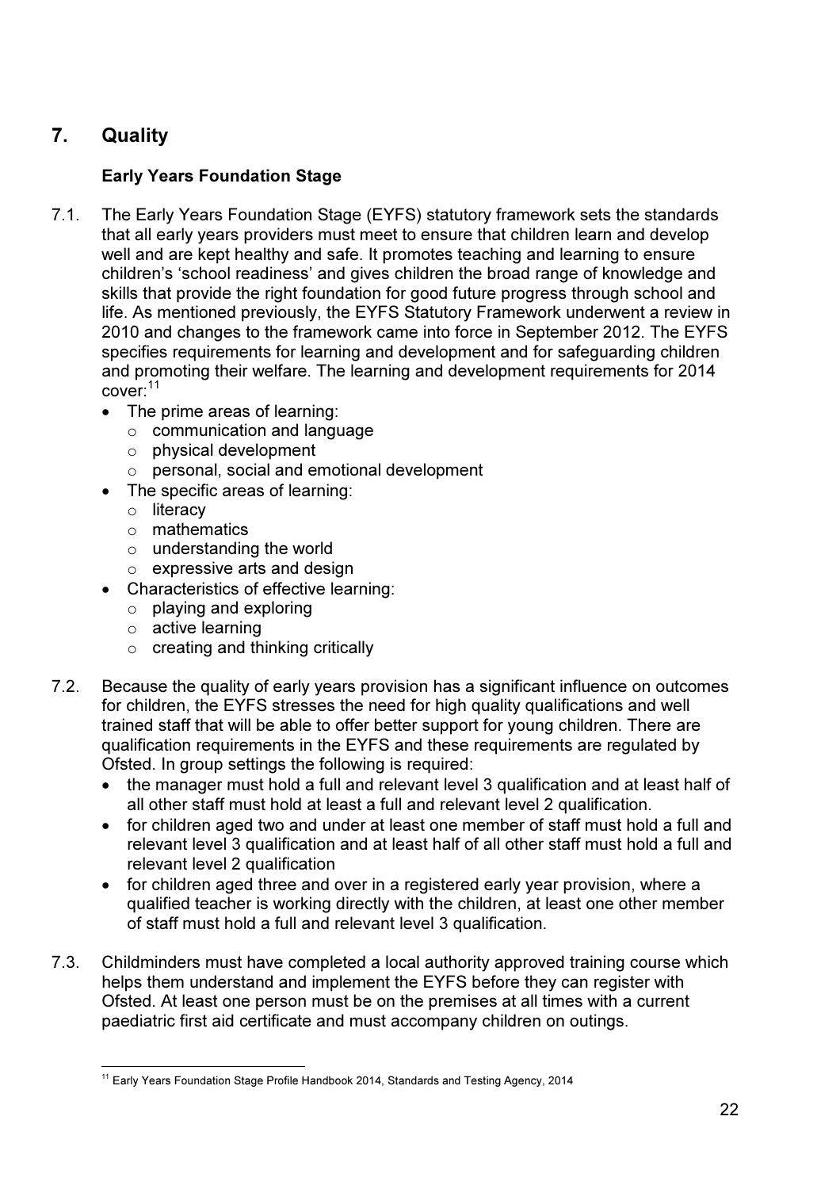## 7. Quality

### Early Years Foundation Stage

7.1. The Early Years Foundation Stage (EYFS) statutory framework sets the standards that all early years providers must meet to ensure that children learn and develop well and are kept healthy and safe. It promotes teaching and learning to ensure children's 'school readiness' and gives children the broad range of knowledge and skills that provide the right foundation for good future progress through school and life. As mentioned previously, the EYFS Statutory Framework underwent a review in 2010 and changes to the framework came into force in September 2012. The EYFS specifies requirements for learning and development and for safeguarding children and promoting their welfare. The learning and development requirements for 2014 cover:[11]

- The prime areas of learning:
  - communication and language
  - physical development
  - personal, social and emotional development
- The specific areas of learning:
  - literacy
  - mathematics
  - understanding the world
  - expressive arts and design
- Characteristics of effective learning:
  - playing and exploring
  - active learning
  - creating and thinking critically

7.2. Because the quality of early years provision has a significant influence on outcomes for children, the EYFS stresses the need for high quality qualifications and well trained staff that will be able to offer better support for young children. There are qualification requirements in the EYFS and these requirements are regulated by Ofsted. In group settings the following is required:

- the manager must hold a full and relevant level 3 qualification and at least half of all other staff must hold at least a full and relevant level 2 qualification.
- for children aged two and under at least one member of staff must hold a full and relevant level 3 qualification and at least half of all other staff must hold a full and relevant level 2 qualification
- for children aged three and over in a registered early year provision, where a qualified teacher is working directly with the children, at least one other member of staff must hold a full and relevant level 3 qualification.

7.3. Childminders must have completed a local authority approved training course which helps them understand and implement the EYFS before they can register with Ofsted. At least one person must be on the premises at all times with a current paediatric first aid certificate and must accompany children on outings.

[11] Early Years Foundation Stage Profile Handbook 2014, Standards and Testing Agency, 2014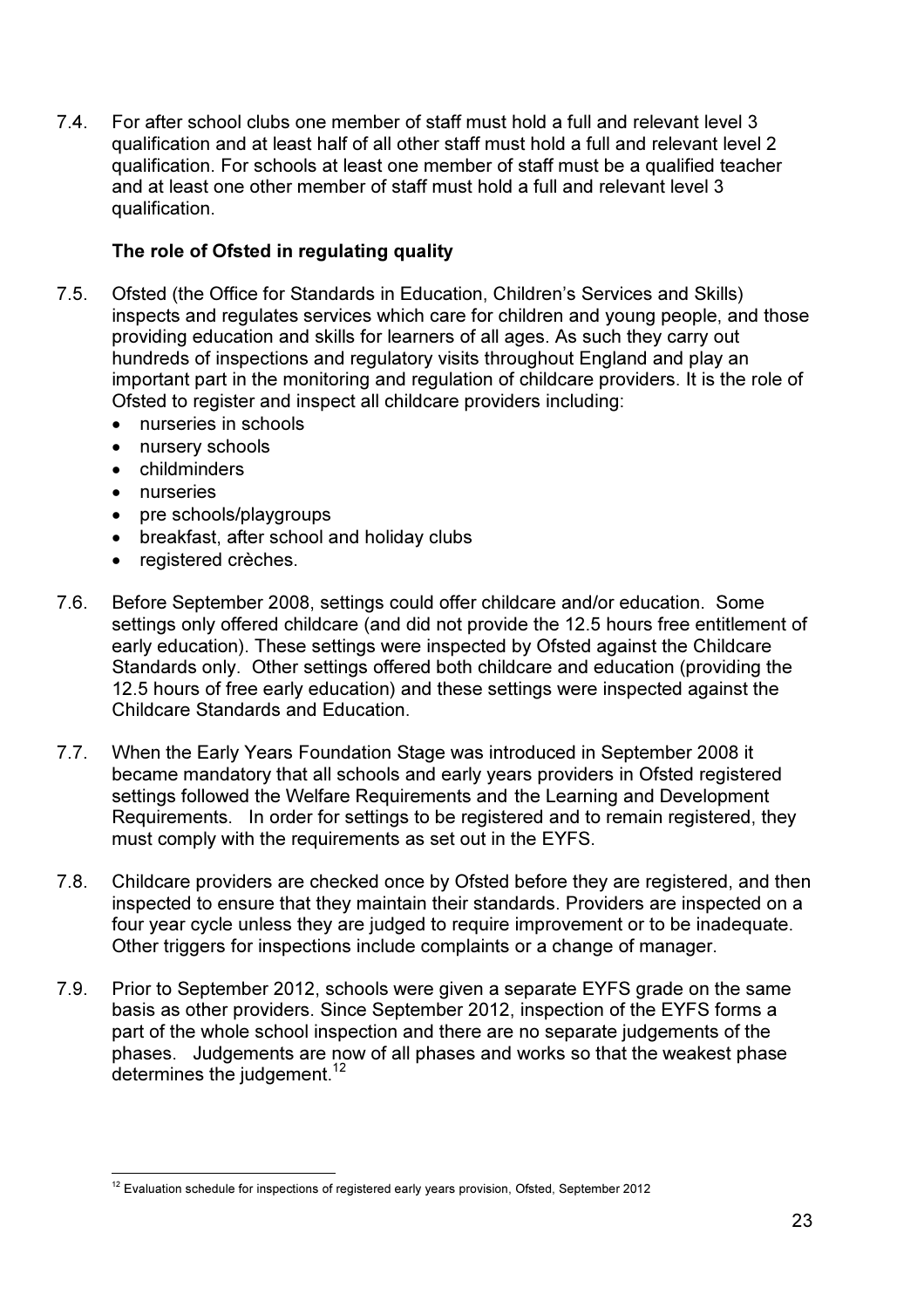7.4. For after school clubs one member of staff must hold a full and relevant level 3 qualification and at least half of all other staff must hold a full and relevant level 2 qualification. For schools at least one member of staff must be a qualified teacher and at least one other member of staff must hold a full and relevant level 3 qualification.

**The role of Ofsted in regulating quality**

7.5. Ofsted (the Office for Standards in Education, Children's Services and Skills) inspects and regulates services which care for children and young people, and those providing education and skills for learners of all ages. As such they carry out hundreds of inspections and regulatory visits throughout England and play an important part in the monitoring and regulation of childcare providers. It is the role of Ofsted to register and inspect all childcare providers including:

- nurseries in schools
- nursery schools
- childminders
- nurseries
- pre schools/playgroups
- breakfast, after school and holiday clubs
- registered crèches.

7.6. Before September 2008, settings could offer childcare and/or education. Some settings only offered childcare (and did not provide the 12.5 hours free entitlement of early education). These settings were inspected by Ofsted against the Childcare Standards only. Other settings offered both childcare and education (providing the 12.5 hours of free early education) and these settings were inspected against the Childcare Standards and Education.

7.7. When the Early Years Foundation Stage was introduced in September 2008 it became mandatory that all schools and early years providers in Ofsted registered settings followed the Welfare Requirements and the Learning and Development Requirements. In order for settings to be registered and to remain registered, they must comply with the requirements as set out in the EYFS.

7.8. Childcare providers are checked once by Ofsted before they are registered, and then inspected to ensure that they maintain their standards. Providers are inspected on a four year cycle unless they are judged to require improvement or to be inadequate. Other triggers for inspections include complaints or a change of manager.

7.9. Prior to September 2012, schools were given a separate EYFS grade on the same basis as other providers. Since September 2012, inspection of the EYFS forms a part of the whole school inspection and there are no separate judgements of the phases. Judgements are now of all phases and works so that the weakest phase determines the judgement.[12]

[12] Evaluation schedule for inspections of registered early years provision, Ofsted, September 2012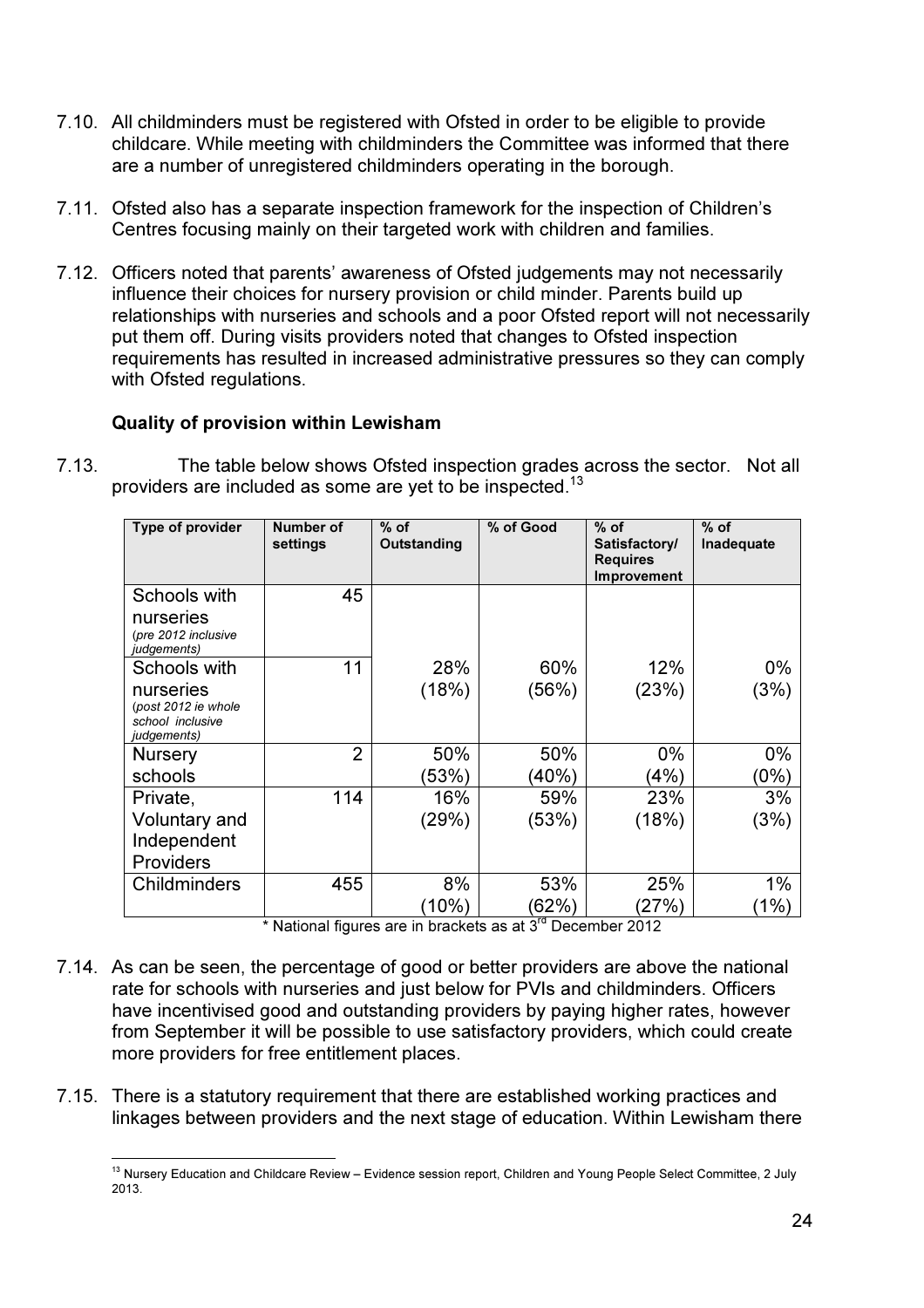7.10. All childminders must be registered with Ofsted in order to be eligible to provide childcare. While meeting with childminders the Committee was informed that there are a number of unregistered childminders operating in the borough.

7.11. Ofsted also has a separate inspection framework for the inspection of Children's Centres focusing mainly on their targeted work with children and families.

7.12. Officers noted that parents' awareness of Ofsted judgements may not necessarily influence their choices for nursery provision or child minder. Parents build up relationships with nurseries and schools and a poor Ofsted report will not necessarily put them off. During visits providers noted that changes to Ofsted inspection requirements has resulted in increased administrative pressures so they can comply with Ofsted regulations.

**Quality of provision within Lewisham**

7.13. The table below shows Ofsted inspection grades across the sector. Not all providers are included as some are yet to be inspected.[13]

| Type of provider | Number of settings | % of Outstanding | % of Good | % of Satisfactory/ Requires Improvement | % of Inadequate |
|---|---|---|---|---|---|
| Schools with nurseries *(pre 2012 inclusive judgements)* | 45 | | | | |
| Schools with nurseries *(post 2012 ie whole school inclusive judgements)* | 11 | 28% (18%) | 60% (56%) | 12% (23%) | 0% (3%) |
| Nursery schools | 2 | 50% (53%) | 50% (40%) | 0% (4%) | 0% (0%) |
| Private, Voluntary and Independent Providers | 114 | 16% (29%) | 59% (53%) | 23% (18%) | 3% (3%) |
| Childminders | 455 | 8% (10%) | 53% (62%) | 25% (27%) | 1% (1%) |

\* National figures are in brackets as at 3rd December 2012

7.14. As can be seen, the percentage of good or better providers are above the national rate for schools with nurseries and just below for PVIs and childminders. Officers have incentivised good and outstanding providers by paying higher rates, however from September it will be possible to use satisfactory providers, which could create more providers for free entitlement places.

7.15. There is a statutory requirement that there are established working practices and linkages between providers and the next stage of education. Within Lewisham there

---

[13] Nursery Education and Childcare Review – Evidence session report, Children and Young People Select Committee, 2 July 2013.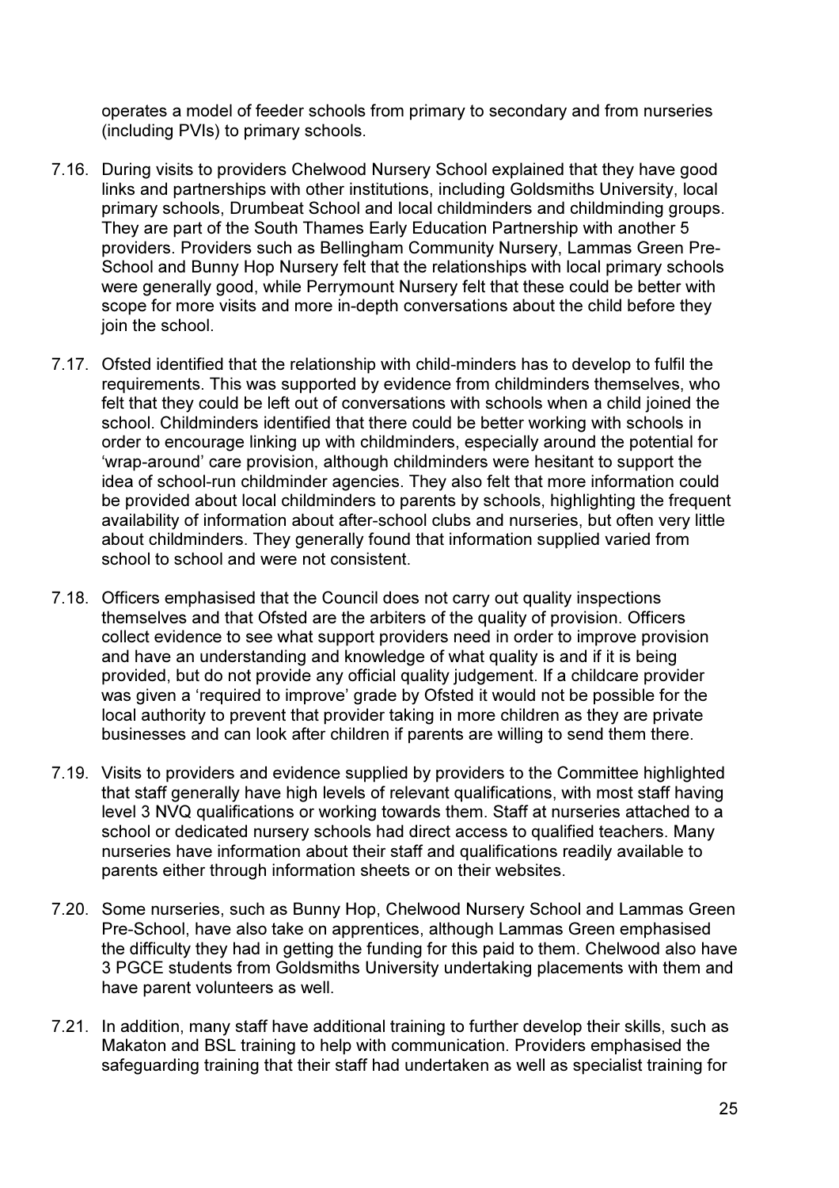operates a model of feeder schools from primary to secondary and from nurseries (including PVIs) to primary schools.

7.16. During visits to providers Chelwood Nursery School explained that they have good links and partnerships with other institutions, including Goldsmiths University, local primary schools, Drumbeat School and local childminders and childminding groups. They are part of the South Thames Early Education Partnership with another 5 providers. Providers such as Bellingham Community Nursery, Lammas Green Pre-School and Bunny Hop Nursery felt that the relationships with local primary schools were generally good, while Perrymount Nursery felt that these could be better with scope for more visits and more in-depth conversations about the child before they join the school.

7.17. Ofsted identified that the relationship with child-minders has to develop to fulfil the requirements. This was supported by evidence from childminders themselves, who felt that they could be left out of conversations with schools when a child joined the school. Childminders identified that there could be better working with schools in order to encourage linking up with childminders, especially around the potential for 'wrap-around' care provision, although childminders were hesitant to support the idea of school-run childminder agencies. They also felt that more information could be provided about local childminders to parents by schools, highlighting the frequent availability of information about after-school clubs and nurseries, but often very little about childminders. They generally found that information supplied varied from school to school and were not consistent.

7.18. Officers emphasised that the Council does not carry out quality inspections themselves and that Ofsted are the arbiters of the quality of provision. Officers collect evidence to see what support providers need in order to improve provision and have an understanding and knowledge of what quality is and if it is being provided, but do not provide any official quality judgement. If a childcare provider was given a 'required to improve' grade by Ofsted it would not be possible for the local authority to prevent that provider taking in more children as they are private businesses and can look after children if parents are willing to send them there.

7.19. Visits to providers and evidence supplied by providers to the Committee highlighted that staff generally have high levels of relevant qualifications, with most staff having level 3 NVQ qualifications or working towards them. Staff at nurseries attached to a school or dedicated nursery schools had direct access to qualified teachers. Many nurseries have information about their staff and qualifications readily available to parents either through information sheets or on their websites.

7.20. Some nurseries, such as Bunny Hop, Chelwood Nursery School and Lammas Green Pre-School, have also take on apprentices, although Lammas Green emphasised the difficulty they had in getting the funding for this paid to them. Chelwood also have 3 PGCE students from Goldsmiths University undertaking placements with them and have parent volunteers as well.

7.21. In addition, many staff have additional training to further develop their skills, such as Makaton and BSL training to help with communication. Providers emphasised the safeguarding training that their staff had undertaken as well as specialist training for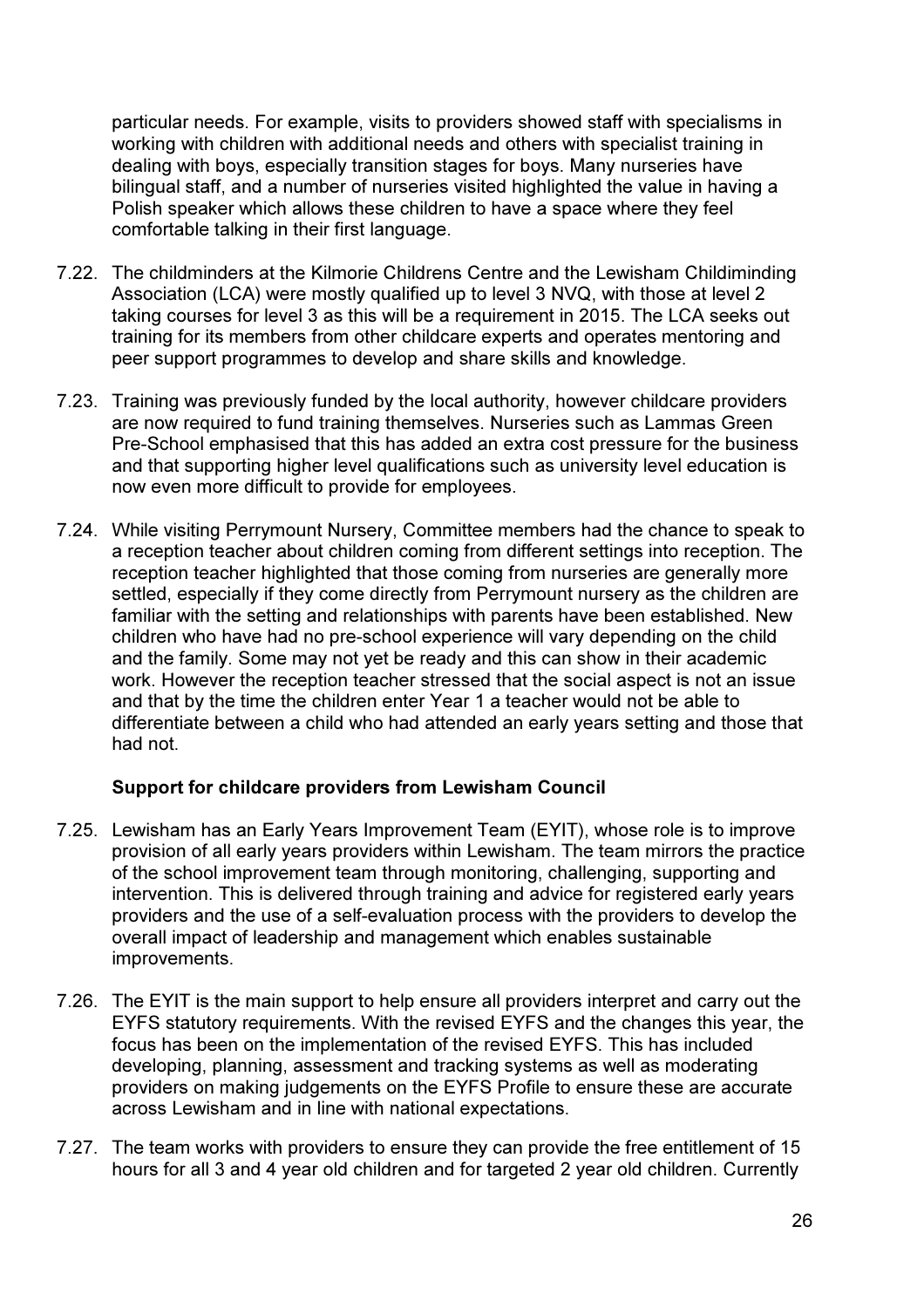particular needs. For example, visits to providers showed staff with specialisms in working with children with additional needs and others with specialist training in dealing with boys, especially transition stages for boys. Many nurseries have bilingual staff, and a number of nurseries visited highlighted the value in having a Polish speaker which allows these children to have a space where they feel comfortable talking in their first language.

7.22. The childminders at the Kilmorie Childrens Centre and the Lewisham Childiminding Association (LCA) were mostly qualified up to level 3 NVQ, with those at level 2 taking courses for level 3 as this will be a requirement in 2015. The LCA seeks out training for its members from other childcare experts and operates mentoring and peer support programmes to develop and share skills and knowledge.

7.23. Training was previously funded by the local authority, however childcare providers are now required to fund training themselves. Nurseries such as Lammas Green Pre-School emphasised that this has added an extra cost pressure for the business and that supporting higher level qualifications such as university level education is now even more difficult to provide for employees.

7.24. While visiting Perrymount Nursery, Committee members had the chance to speak to a reception teacher about children coming from different settings into reception. The reception teacher highlighted that those coming from nurseries are generally more settled, especially if they come directly from Perrymount nursery as the children are familiar with the setting and relationships with parents have been established. New children who have had no pre-school experience will vary depending on the child and the family. Some may not yet be ready and this can show in their academic work. However the reception teacher stressed that the social aspect is not an issue and that by the time the children enter Year 1 a teacher would not be able to differentiate between a child who had attended an early years setting and those that had not.

**Support for childcare providers from Lewisham Council**

7.25. Lewisham has an Early Years Improvement Team (EYIT), whose role is to improve provision of all early years providers within Lewisham. The team mirrors the practice of the school improvement team through monitoring, challenging, supporting and intervention. This is delivered through training and advice for registered early years providers and the use of a self-evaluation process with the providers to develop the overall impact of leadership and management which enables sustainable improvements.

7.26. The EYIT is the main support to help ensure all providers interpret and carry out the EYFS statutory requirements. With the revised EYFS and the changes this year, the focus has been on the implementation of the revised EYFS. This has included developing, planning, assessment and tracking systems as well as moderating providers on making judgements on the EYFS Profile to ensure these are accurate across Lewisham and in line with national expectations.

7.27. The team works with providers to ensure they can provide the free entitlement of 15 hours for all 3 and 4 year old children and for targeted 2 year old children. Currently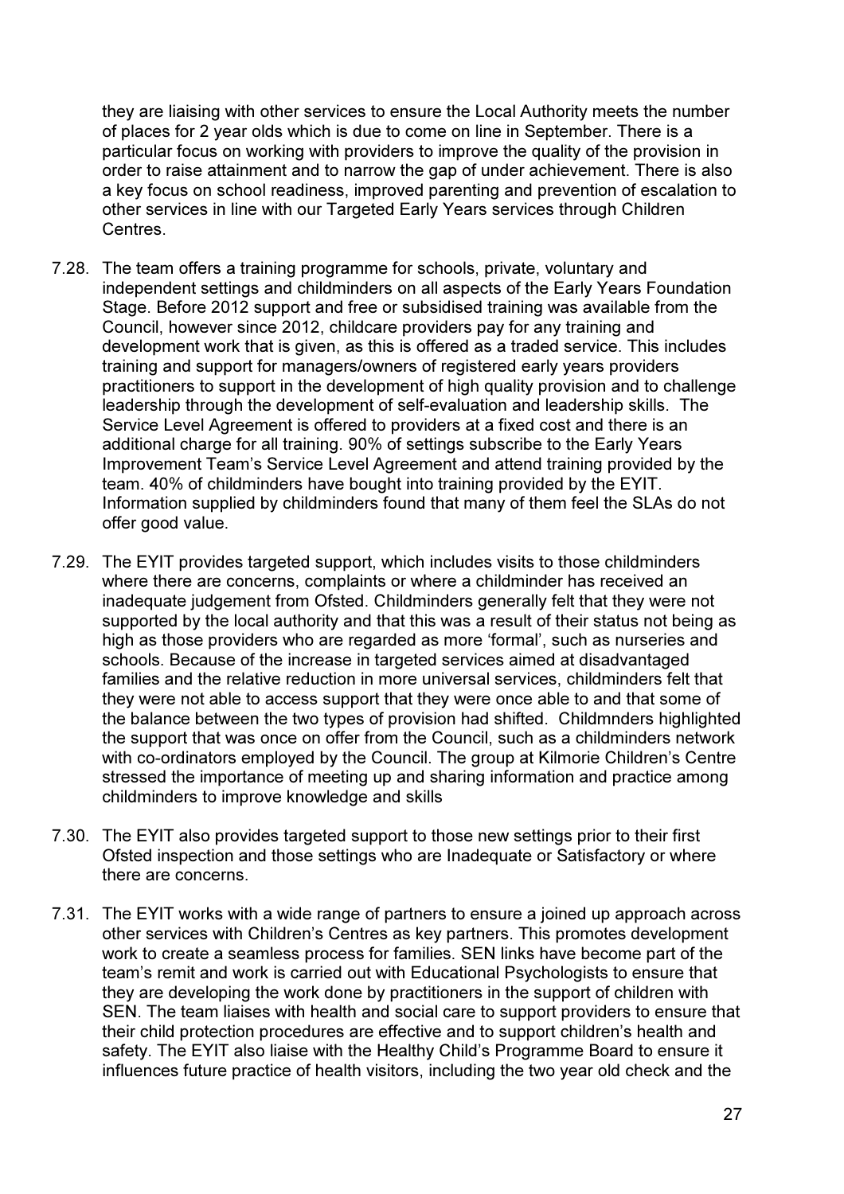they are liaising with other services to ensure the Local Authority meets the number of places for 2 year olds which is due to come on line in September. There is a particular focus on working with providers to improve the quality of the provision in order to raise attainment and to narrow the gap of under achievement. There is also a key focus on school readiness, improved parenting and prevention of escalation to other services in line with our Targeted Early Years services through Children Centres.

7.28. The team offers a training programme for schools, private, voluntary and independent settings and childminders on all aspects of the Early Years Foundation Stage. Before 2012 support and free or subsidised training was available from the Council, however since 2012, childcare providers pay for any training and development work that is given, as this is offered as a traded service. This includes training and support for managers/owners of registered early years providers practitioners to support in the development of high quality provision and to challenge leadership through the development of self-evaluation and leadership skills. The Service Level Agreement is offered to providers at a fixed cost and there is an additional charge for all training. 90% of settings subscribe to the Early Years Improvement Team's Service Level Agreement and attend training provided by the team. 40% of childminders have bought into training provided by the EYIT. Information supplied by childminders found that many of them feel the SLAs do not offer good value.

7.29. The EYIT provides targeted support, which includes visits to those childminders where there are concerns, complaints or where a childminder has received an inadequate judgement from Ofsted. Childminders generally felt that they were not supported by the local authority and that this was a result of their status not being as high as those providers who are regarded as more 'formal', such as nurseries and schools. Because of the increase in targeted services aimed at disadvantaged families and the relative reduction in more universal services, childminders felt that they were not able to access support that they were once able to and that some of the balance between the two types of provision had shifted. Childmnders highlighted the support that was once on offer from the Council, such as a childminders network with co-ordinators employed by the Council. The group at Kilmorie Children's Centre stressed the importance of meeting up and sharing information and practice among childminders to improve knowledge and skills

7.30. The EYIT also provides targeted support to those new settings prior to their first Ofsted inspection and those settings who are Inadequate or Satisfactory or where there are concerns.

7.31. The EYIT works with a wide range of partners to ensure a joined up approach across other services with Children's Centres as key partners. This promotes development work to create a seamless process for families. SEN links have become part of the team's remit and work is carried out with Educational Psychologists to ensure that they are developing the work done by practitioners in the support of children with SEN. The team liaises with health and social care to support providers to ensure that their child protection procedures are effective and to support children's health and safety. The EYIT also liaise with the Healthy Child's Programme Board to ensure it influences future practice of health visitors, including the two year old check and the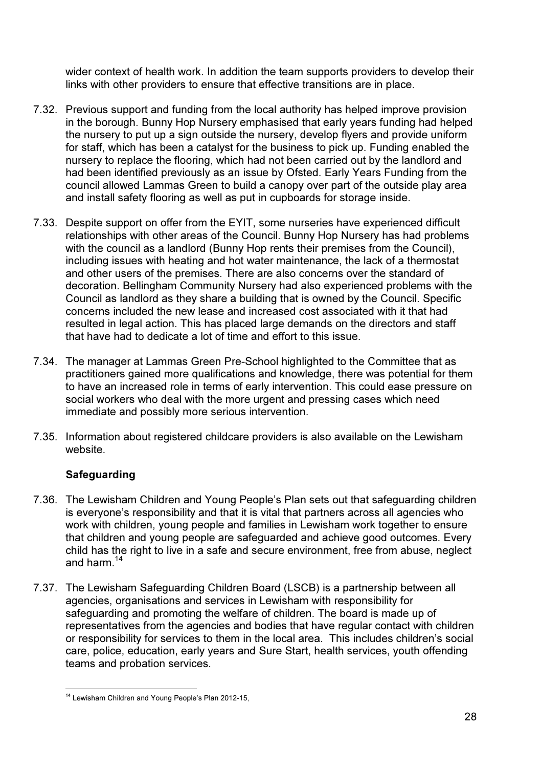wider context of health work. In addition the team supports providers to develop their links with other providers to ensure that effective transitions are in place.

7.32. Previous support and funding from the local authority has helped improve provision in the borough. Bunny Hop Nursery emphasised that early years funding had helped the nursery to put up a sign outside the nursery, develop flyers and provide uniform for staff, which has been a catalyst for the business to pick up. Funding enabled the nursery to replace the flooring, which had not been carried out by the landlord and had been identified previously as an issue by Ofsted. Early Years Funding from the council allowed Lammas Green to build a canopy over part of the outside play area and install safety flooring as well as put in cupboards for storage inside.

7.33. Despite support on offer from the EYIT, some nurseries have experienced difficult relationships with other areas of the Council. Bunny Hop Nursery has had problems with the council as a landlord (Bunny Hop rents their premises from the Council), including issues with heating and hot water maintenance, the lack of a thermostat and other users of the premises. There are also concerns over the standard of decoration. Bellingham Community Nursery had also experienced problems with the Council as landlord as they share a building that is owned by the Council. Specific concerns included the new lease and increased cost associated with it that had resulted in legal action. This has placed large demands on the directors and staff that have had to dedicate a lot of time and effort to this issue.

7.34. The manager at Lammas Green Pre-School highlighted to the Committee that as practitioners gained more qualifications and knowledge, there was potential for them to have an increased role in terms of early intervention. This could ease pressure on social workers who deal with the more urgent and pressing cases which need immediate and possibly more serious intervention.

7.35. Information about registered childcare providers is also available on the Lewisham website.

**Safeguarding**

7.36. The Lewisham Children and Young People's Plan sets out that safeguarding children is everyone's responsibility and that it is vital that partners across all agencies who work with children, young people and families in Lewisham work together to ensure that children and young people are safeguarded and achieve good outcomes. Every child has the right to live in a safe and secure environment, free from abuse, neglect and harm.[14]

7.37. The Lewisham Safeguarding Children Board (LSCB) is a partnership between all agencies, organisations and services in Lewisham with responsibility for safeguarding and promoting the welfare of children. The board is made up of representatives from the agencies and bodies that have regular contact with children or responsibility for services to them in the local area. This includes children's social care, police, education, early years and Sure Start, health services, youth offending teams and probation services.

[14] Lewisham Children and Young People's Plan 2012-15,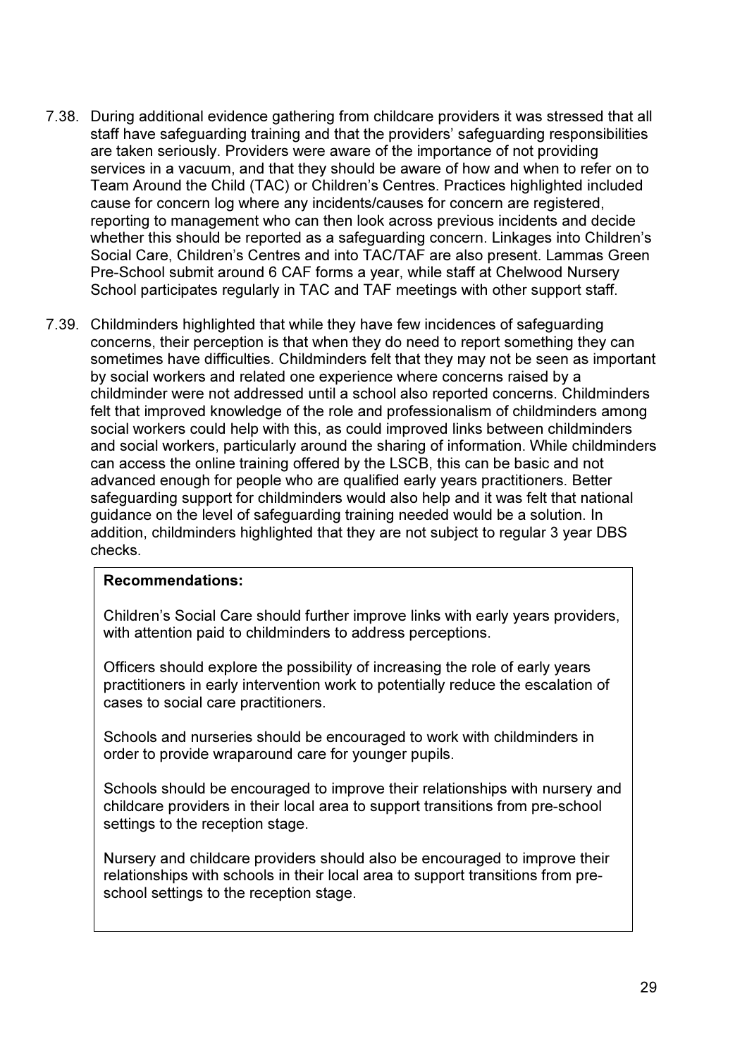7.38. During additional evidence gathering from childcare providers it was stressed that all staff have safeguarding training and that the providers' safeguarding responsibilities are taken seriously. Providers were aware of the importance of not providing services in a vacuum, and that they should be aware of how and when to refer on to Team Around the Child (TAC) or Children's Centres. Practices highlighted included cause for concern log where any incidents/causes for concern are registered, reporting to management who can then look across previous incidents and decide whether this should be reported as a safeguarding concern. Linkages into Children's Social Care, Children's Centres and into TAC/TAF are also present. Lammas Green Pre-School submit around 6 CAF forms a year, while staff at Chelwood Nursery School participates regularly in TAC and TAF meetings with other support staff.

7.39. Childminders highlighted that while they have few incidences of safeguarding concerns, their perception is that when they do need to report something they can sometimes have difficulties. Childminders felt that they may not be seen as important by social workers and related one experience where concerns raised by a childminder were not addressed until a school also reported concerns. Childminders felt that improved knowledge of the role and professionalism of childminders among social workers could help with this, as could improved links between childminders and social workers, particularly around the sharing of information. While childminders can access the online training offered by the LSCB, this can be basic and not advanced enough for people who are qualified early years practitioners. Better safeguarding support for childminders would also help and it was felt that national guidance on the level of safeguarding training needed would be a solution. In addition, childminders highlighted that they are not subject to regular 3 year DBS checks.

**Recommendations:**

Children's Social Care should further improve links with early years providers, with attention paid to childminders to address perceptions.

Officers should explore the possibility of increasing the role of early years practitioners in early intervention work to potentially reduce the escalation of cases to social care practitioners.

Schools and nurseries should be encouraged to work with childminders in order to provide wraparound care for younger pupils.

Schools should be encouraged to improve their relationships with nursery and childcare providers in their local area to support transitions from pre-school settings to the reception stage.

Nursery and childcare providers should also be encouraged to improve their relationships with schools in their local area to support transitions from pre-school settings to the reception stage.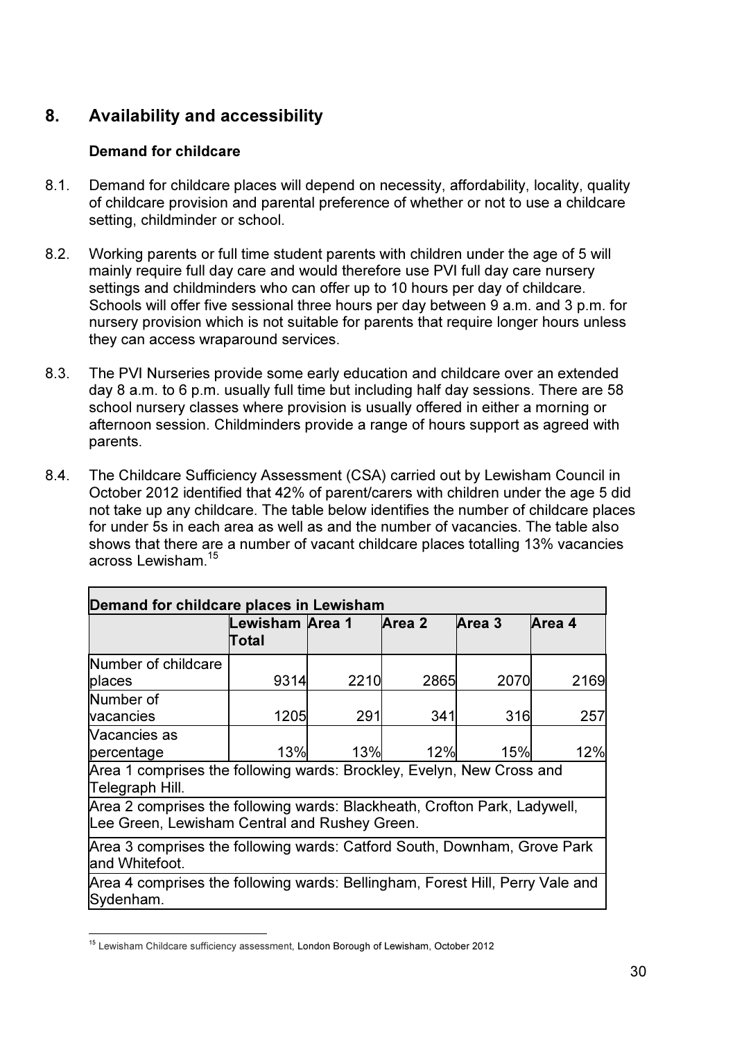## 8. Availability and accessibility

### Demand for childcare

8.1. Demand for childcare places will depend on necessity, affordability, locality, quality of childcare provision and parental preference of whether or not to use a childcare setting, childminder or school.

8.2. Working parents or full time student parents with children under the age of 5 will mainly require full day care and would therefore use PVI full day care nursery settings and childminders who can offer up to 10 hours per day of childcare. Schools will offer five sessional three hours per day between 9 a.m. and 3 p.m. for nursery provision which is not suitable for parents that require longer hours unless they can access wraparound services.

8.3. The PVI Nurseries provide some early education and childcare over an extended day 8 a.m. to 6 p.m. usually full time but including half day sessions. There are 58 school nursery classes where provision is usually offered in either a morning or afternoon session. Childminders provide a range of hours support as agreed with parents.

8.4. The Childcare Sufficiency Assessment (CSA) carried out by Lewisham Council in October 2012 identified that 42% of parent/carers with children under the age 5 did not take up any childcare. The table below identifies the number of childcare places for under 5s in each area as well as and the number of vacancies. The table also shows that there are a number of vacant childcare places totalling 13% vacancies across Lewisham.[15]

| Demand for childcare places in Lewisham | | | | | |
|---|---|---|---|---|---|
| | Lewisham Total | Area 1 | Area 2 | Area 3 | Area 4 |
| Number of childcare places | 9314 | 2210 | 2865 | 2070 | 2169 |
| Number of vacancies | 1205 | 291 | 341 | 316 | 257 |
| Vacancies as percentage | 13% | 13% | 12% | 15% | 12% |
| Area 1 comprises the following wards: Brockley, Evelyn, New Cross and Telegraph Hill. | | | | | |
| Area 2 comprises the following wards: Blackheath, Crofton Park, Ladywell, Lee Green, Lewisham Central and Rushey Green. | | | | | |
| Area 3 comprises the following wards: Catford South, Downham, Grove Park and Whitefoot. | | | | | |
| Area 4 comprises the following wards: Bellingham, Forest Hill, Perry Vale and Sydenham. | | | | | |

[15] Lewisham Childcare sufficiency assessment, London Borough of Lewisham, October 2012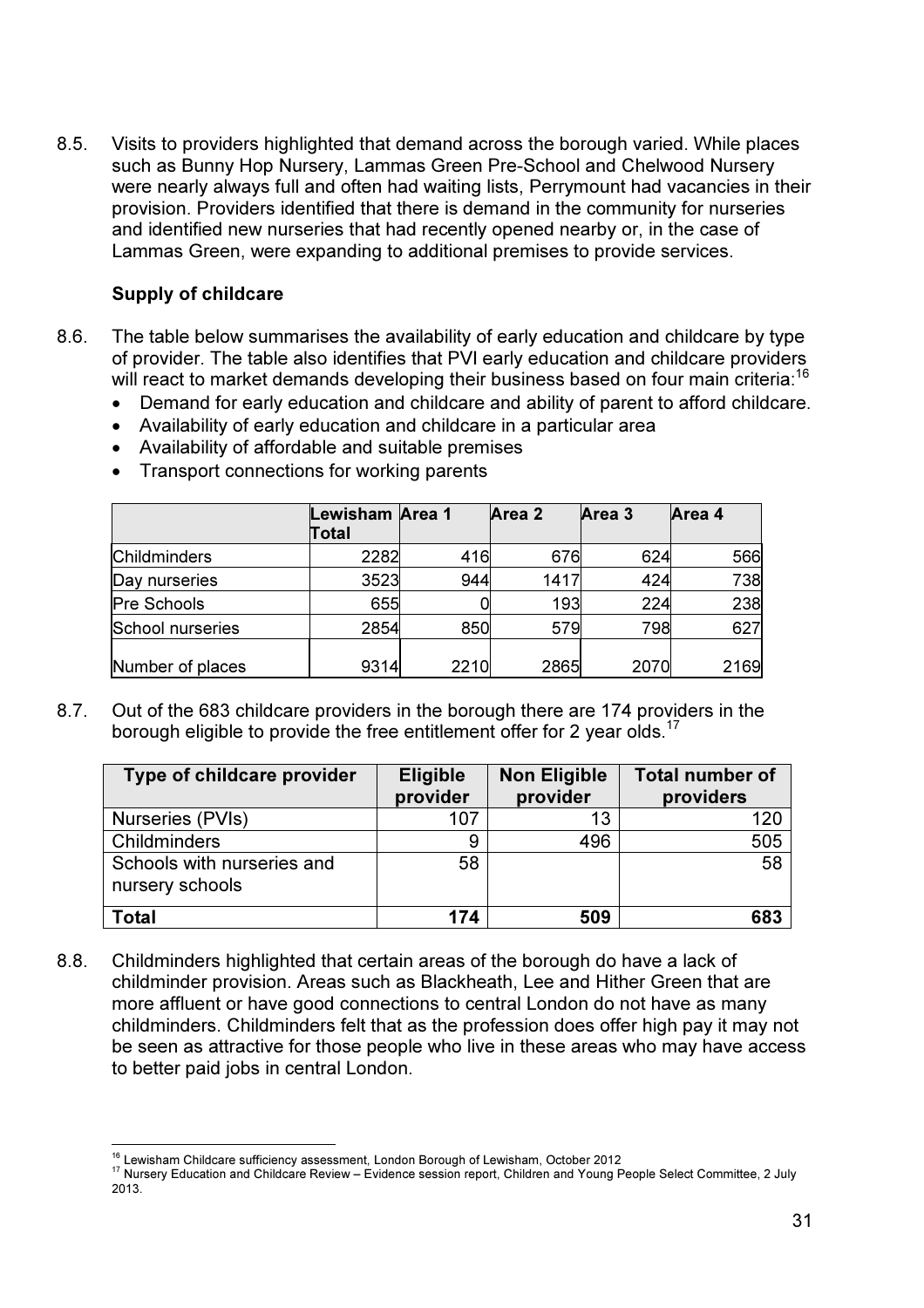8.5. Visits to providers highlighted that demand across the borough varied. While places such as Bunny Hop Nursery, Lammas Green Pre-School and Chelwood Nursery were nearly always full and often had waiting lists, Perrymount had vacancies in their provision. Providers identified that there is demand in the community for nurseries and identified new nurseries that had recently opened nearby or, in the case of Lammas Green, were expanding to additional premises to provide services.

**Supply of childcare**

8.6. The table below summarises the availability of early education and childcare by type of provider. The table also identifies that PVI early education and childcare providers will react to market demands developing their business based on four main criteria:[16]

- Demand for early education and childcare and ability of parent to afford childcare.
- Availability of early education and childcare in a particular area
- Availability of affordable and suitable premises
- Transport connections for working parents

| | Lewisham Total | Area 1 | Area 2 | Area 3 | Area 4 |
|---|---|---|---|---|---|
| Childminders | 2282 | 416 | 676 | 624 | 566 |
| Day nurseries | 3523 | 944 | 1417 | 424 | 738 |
| Pre Schools | 655 | 0 | 193 | 224 | 238 |
| School nurseries | 2854 | 850 | 579 | 798 | 627 |
| Number of places | 9314 | 2210 | 2865 | 2070 | 2169 |

8.7. Out of the 683 childcare providers in the borough there are 174 providers in the borough eligible to provide the free entitlement offer for 2 year olds.[17]

| Type of childcare provider | Eligible provider | Non Eligible provider | Total number of providers |
|---|---|---|---|
| Nurseries (PVIs) | 107 | 13 | 120 |
| Childminders | 9 | 496 | 505 |
| Schools with nurseries and nursery schools | 58 | | 58 |
| **Total** | **174** | **509** | **683** |

8.8. Childminders highlighted that certain areas of the borough do have a lack of childminder provision. Areas such as Blackheath, Lee and Hither Green that are more affluent or have good connections to central London do not have as many childminders. Childminders felt that as the profession does offer high pay it may not be seen as attractive for those people who live in these areas who may have access to better paid jobs in central London.

---

[16] Lewisham Childcare sufficiency assessment, London Borough of Lewisham, October 2012

[17] Nursery Education and Childcare Review – Evidence session report, Children and Young People Select Committee, 2 July 2013.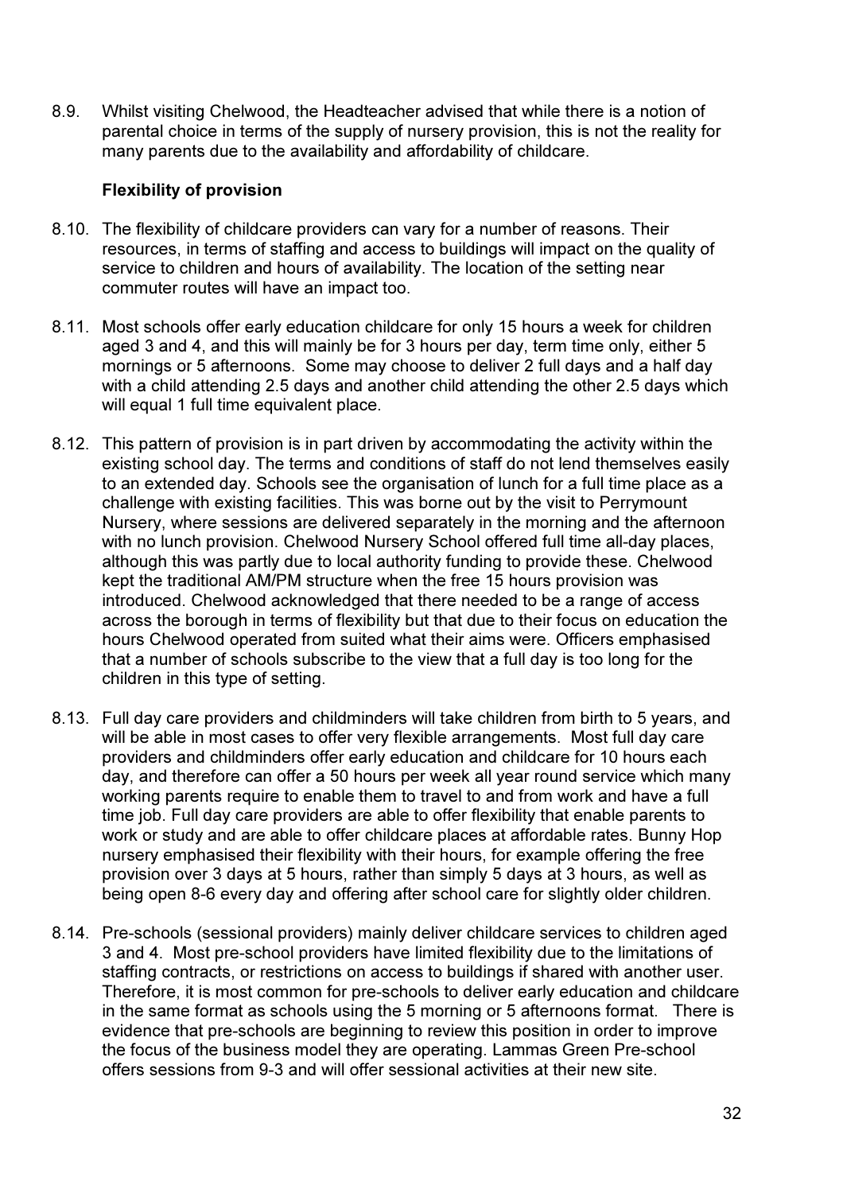8.9. Whilst visiting Chelwood, the Headteacher advised that while there is a notion of parental choice in terms of the supply of nursery provision, this is not the reality for many parents due to the availability and affordability of childcare.

**Flexibility of provision**

8.10. The flexibility of childcare providers can vary for a number of reasons. Their resources, in terms of staffing and access to buildings will impact on the quality of service to children and hours of availability. The location of the setting near commuter routes will have an impact too.

8.11. Most schools offer early education childcare for only 15 hours a week for children aged 3 and 4, and this will mainly be for 3 hours per day, term time only, either 5 mornings or 5 afternoons. Some may choose to deliver 2 full days and a half day with a child attending 2.5 days and another child attending the other 2.5 days which will equal 1 full time equivalent place.

8.12. This pattern of provision is in part driven by accommodating the activity within the existing school day. The terms and conditions of staff do not lend themselves easily to an extended day. Schools see the organisation of lunch for a full time place as a challenge with existing facilities. This was borne out by the visit to Perrymount Nursery, where sessions are delivered separately in the morning and the afternoon with no lunch provision. Chelwood Nursery School offered full time all-day places, although this was partly due to local authority funding to provide these. Chelwood kept the traditional AM/PM structure when the free 15 hours provision was introduced. Chelwood acknowledged that there needed to be a range of access across the borough in terms of flexibility but that due to their focus on education the hours Chelwood operated from suited what their aims were. Officers emphasised that a number of schools subscribe to the view that a full day is too long for the children in this type of setting.

8.13. Full day care providers and childminders will take children from birth to 5 years, and will be able in most cases to offer very flexible arrangements. Most full day care providers and childminders offer early education and childcare for 10 hours each day, and therefore can offer a 50 hours per week all year round service which many working parents require to enable them to travel to and from work and have a full time job. Full day care providers are able to offer flexibility that enable parents to work or study and are able to offer childcare places at affordable rates. Bunny Hop nursery emphasised their flexibility with their hours, for example offering the free provision over 3 days at 5 hours, rather than simply 5 days at 3 hours, as well as being open 8-6 every day and offering after school care for slightly older children.

8.14. Pre-schools (sessional providers) mainly deliver childcare services to children aged 3 and 4. Most pre-school providers have limited flexibility due to the limitations of staffing contracts, or restrictions on access to buildings if shared with another user. Therefore, it is most common for pre-schools to deliver early education and childcare in the same format as schools using the 5 morning or 5 afternoons format. There is evidence that pre-schools are beginning to review this position in order to improve the focus of the business model they are operating. Lammas Green Pre-school offers sessions from 9-3 and will offer sessional activities at their new site.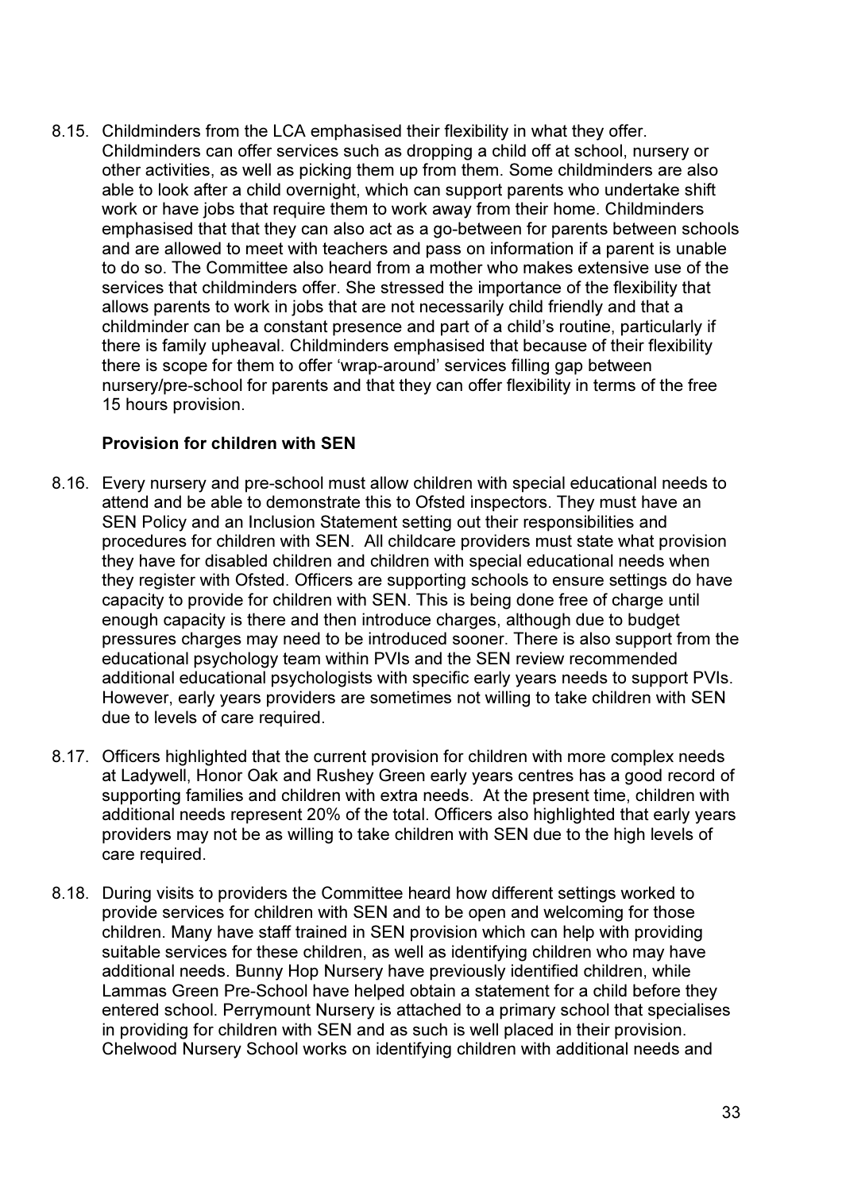8.15. Childminders from the LCA emphasised their flexibility in what they offer. Childminders can offer services such as dropping a child off at school, nursery or other activities, as well as picking them up from them. Some childminders are also able to look after a child overnight, which can support parents who undertake shift work or have jobs that require them to work away from their home. Childminders emphasised that that they can also act as a go-between for parents between schools and are allowed to meet with teachers and pass on information if a parent is unable to do so. The Committee also heard from a mother who makes extensive use of the services that childminders offer. She stressed the importance of the flexibility that allows parents to work in jobs that are not necessarily child friendly and that a childminder can be a constant presence and part of a child's routine, particularly if there is family upheaval. Childminders emphasised that because of their flexibility there is scope for them to offer 'wrap-around' services filling gap between nursery/pre-school for parents and that they can offer flexibility in terms of the free 15 hours provision.

**Provision for children with SEN**

8.16. Every nursery and pre-school must allow children with special educational needs to attend and be able to demonstrate this to Ofsted inspectors. They must have an SEN Policy and an Inclusion Statement setting out their responsibilities and procedures for children with SEN. All childcare providers must state what provision they have for disabled children and children with special educational needs when they register with Ofsted. Officers are supporting schools to ensure settings do have capacity to provide for children with SEN. This is being done free of charge until enough capacity is there and then introduce charges, although due to budget pressures charges may need to be introduced sooner. There is also support from the educational psychology team within PVIs and the SEN review recommended additional educational psychologists with specific early years needs to support PVIs. However, early years providers are sometimes not willing to take children with SEN due to levels of care required.

8.17. Officers highlighted that the current provision for children with more complex needs at Ladywell, Honor Oak and Rushey Green early years centres has a good record of supporting families and children with extra needs. At the present time, children with additional needs represent 20% of the total. Officers also highlighted that early years providers may not be as willing to take children with SEN due to the high levels of care required.

8.18. During visits to providers the Committee heard how different settings worked to provide services for children with SEN and to be open and welcoming for those children. Many have staff trained in SEN provision which can help with providing suitable services for these children, as well as identifying children who may have additional needs. Bunny Hop Nursery have previously identified children, while Lammas Green Pre-School have helped obtain a statement for a child before they entered school. Perrymount Nursery is attached to a primary school that specialises in providing for children with SEN and as such is well placed in their provision. Chelwood Nursery School works on identifying children with additional needs and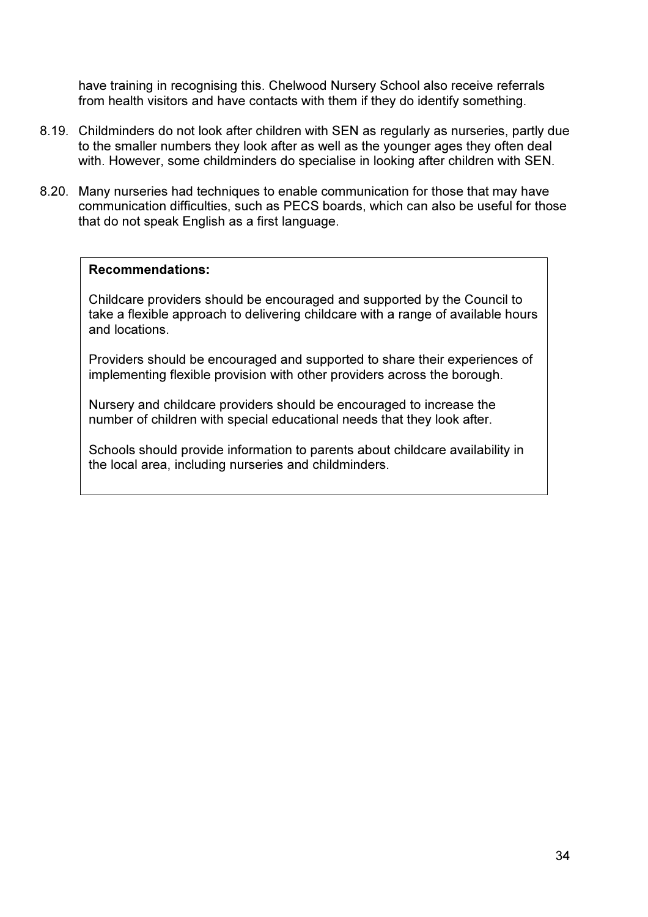have training in recognising this. Chelwood Nursery School also receive referrals from health visitors and have contacts with them if they do identify something.

8.19. Childminders do not look after children with SEN as regularly as nurseries, partly due to the smaller numbers they look after as well as the younger ages they often deal with. However, some childminders do specialise in looking after children with SEN.

8.20. Many nurseries had techniques to enable communication for those that may have communication difficulties, such as PECS boards, which can also be useful for those that do not speak English as a first language.

**Recommendations:**

Childcare providers should be encouraged and supported by the Council to take a flexible approach to delivering childcare with a range of available hours and locations.

Providers should be encouraged and supported to share their experiences of implementing flexible provision with other providers across the borough.

Nursery and childcare providers should be encouraged to increase the number of children with special educational needs that they look after.

Schools should provide information to parents about childcare availability in the local area, including nurseries and childminders.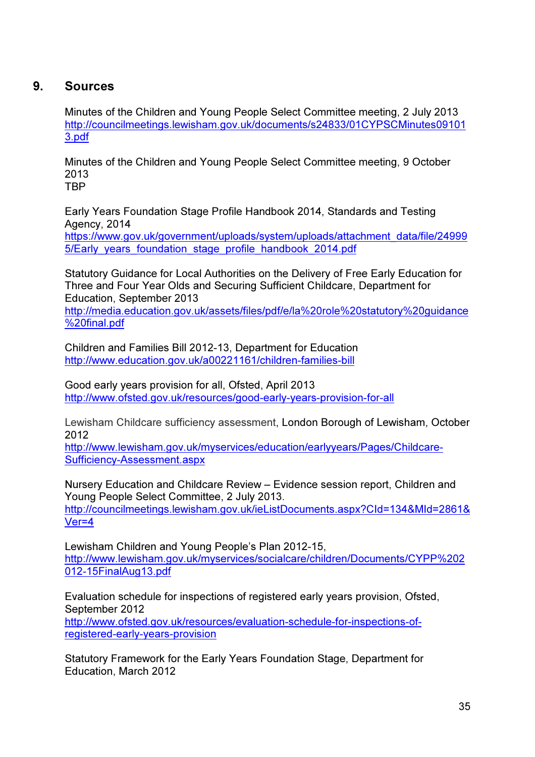## 9. Sources

Minutes of the Children and Young People Select Committee meeting, 2 July 2013
http://councilmeetings.lewisham.gov.uk/documents/s24833/01CYPSCMinutes091013.pdf

Minutes of the Children and Young People Select Committee meeting, 9 October 2013
TBP

Early Years Foundation Stage Profile Handbook 2014, Standards and Testing Agency, 2014
https://www.gov.uk/government/uploads/system/uploads/attachment_data/file/249995/Early_years_foundation_stage_profile_handbook_2014.pdf

Statutory Guidance for Local Authorities on the Delivery of Free Early Education for Three and Four Year Olds and Securing Sufficient Childcare, Department for Education, September 2013
http://media.education.gov.uk/assets/files/pdf/e/la%20role%20statutory%20guidance%20final.pdf

Children and Families Bill 2012-13, Department for Education
http://www.education.gov.uk/a00221161/children-families-bill

Good early years provision for all, Ofsted, April 2013
http://www.ofsted.gov.uk/resources/good-early-years-provision-for-all

Lewisham Childcare sufficiency assessment, London Borough of Lewisham, October 2012
http://www.lewisham.gov.uk/myservices/education/earlyyears/Pages/Childcare-Sufficiency-Assessment.aspx

Nursery Education and Childcare Review – Evidence session report, Children and Young People Select Committee, 2 July 2013.
http://councilmeetings.lewisham.gov.uk/ieListDocuments.aspx?CId=134&MId=2861&Ver=4

Lewisham Children and Young People's Plan 2012-15,
http://www.lewisham.gov.uk/myservices/socialcare/children/Documents/CYPP%202012-15FinalAug13.pdf

Evaluation schedule for inspections of registered early years provision, Ofsted, September 2012
http://www.ofsted.gov.uk/resources/evaluation-schedule-for-inspections-of-registered-early-years-provision

Statutory Framework for the Early Years Foundation Stage, Department for Education, March 2012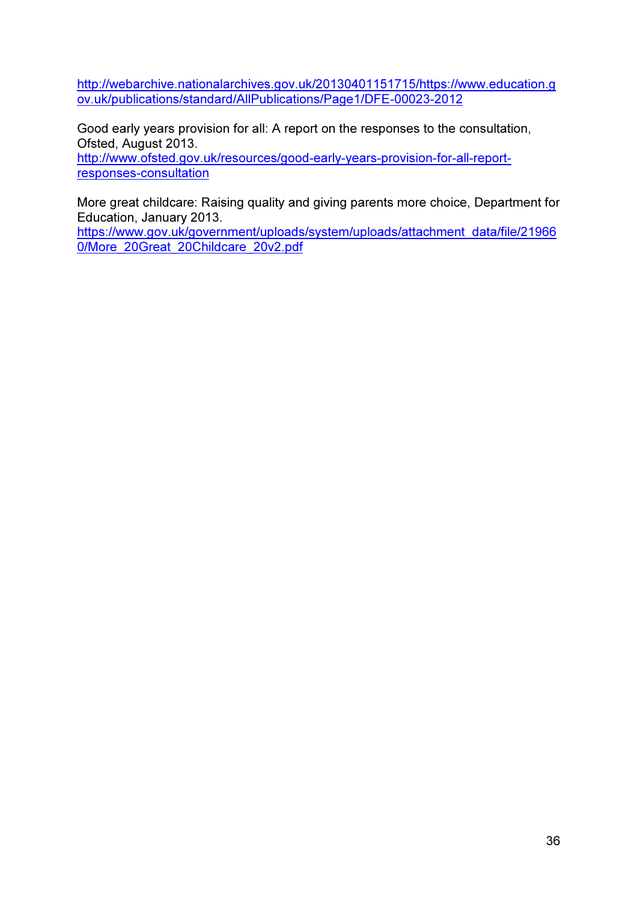http://webarchive.nationalarchives.gov.uk/20130401151715/https://www.education.gov.uk/publications/standard/AllPublications/Page1/DFE-00023-2012

Good early years provision for all: A report on the responses to the consultation, Ofsted, August 2013.
http://www.ofsted.gov.uk/resources/good-early-years-provision-for-all-report-responses-consultation

More great childcare: Raising quality and giving parents more choice, Department for Education, January 2013.
https://www.gov.uk/government/uploads/system/uploads/attachment_data/file/219660/More_20Great_20Childcare_20v2.pdf